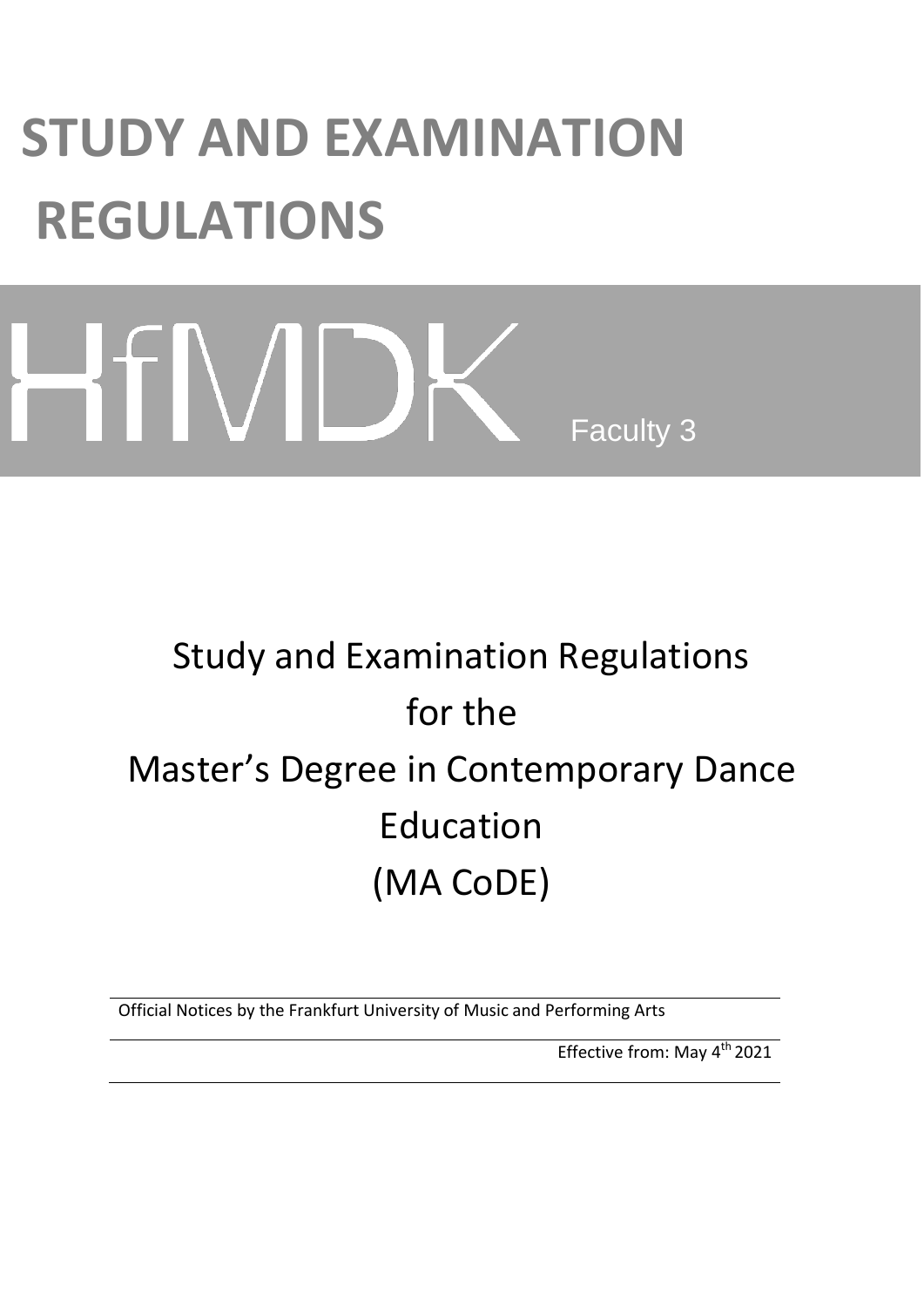# STUDY AND EXAMINATION REGULATIONS

HfMDK Faculty 3

## Study and Examination Regulations for the Master's Degree in Contemporary Dance Education (MA CoDE)

Official Notices by the Frankfurt University of Music and Performing Arts

Effective from: May 4th 2021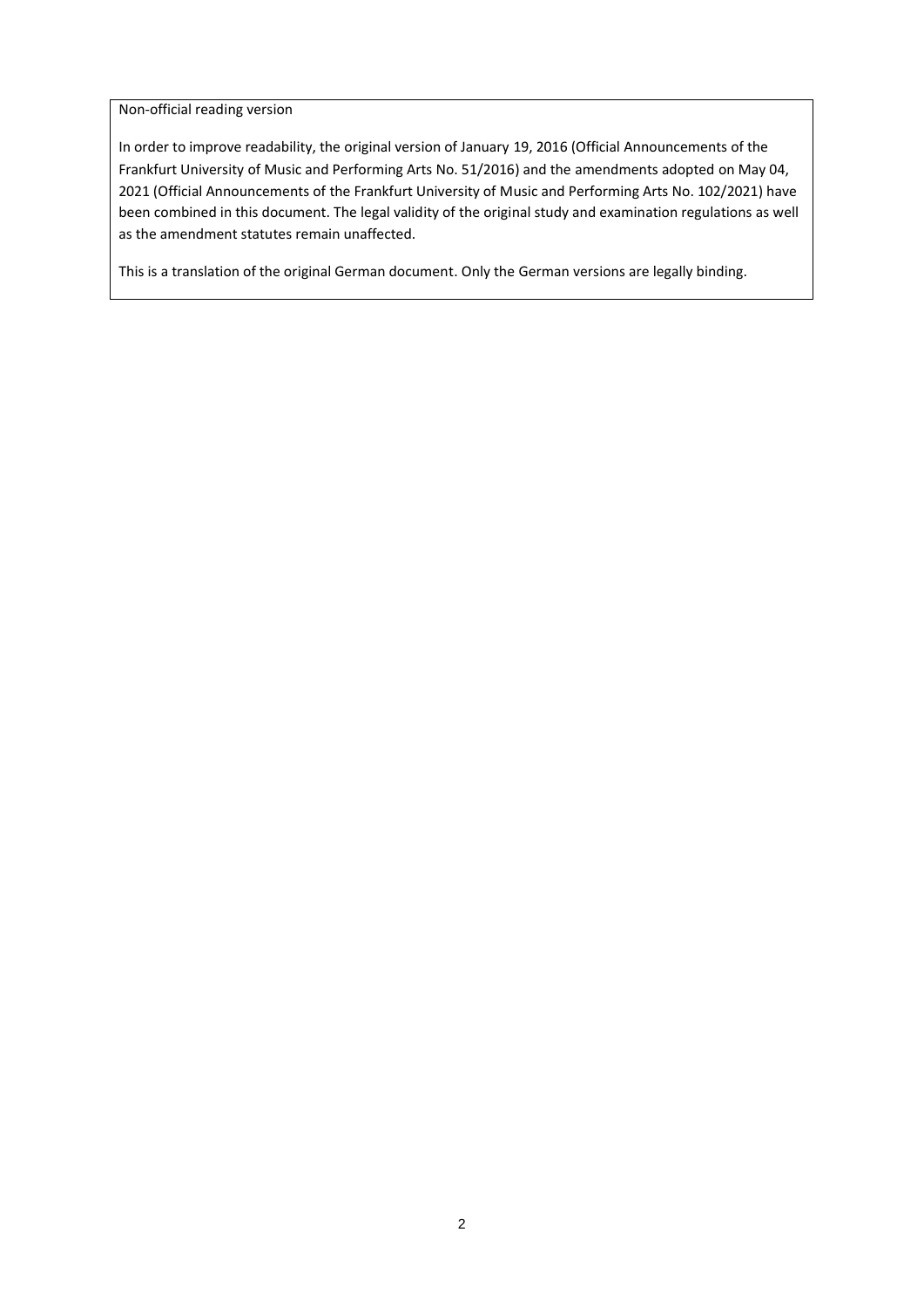Non-official reading version

In order to improve readability, the original version of January 19, 2016 (Official Announcements of the Frankfurt University of Music and Performing Arts No. 51/2016) and the amendments adopted on May 04, 2021 (Official Announcements of the Frankfurt University of Music and Performing Arts No. 102/2021) have been combined in this document. The legal validity of the original study and examination regulations as well as the amendment statutes remain unaffected.

This is a translation of the original German document. Only the German versions are legally binding.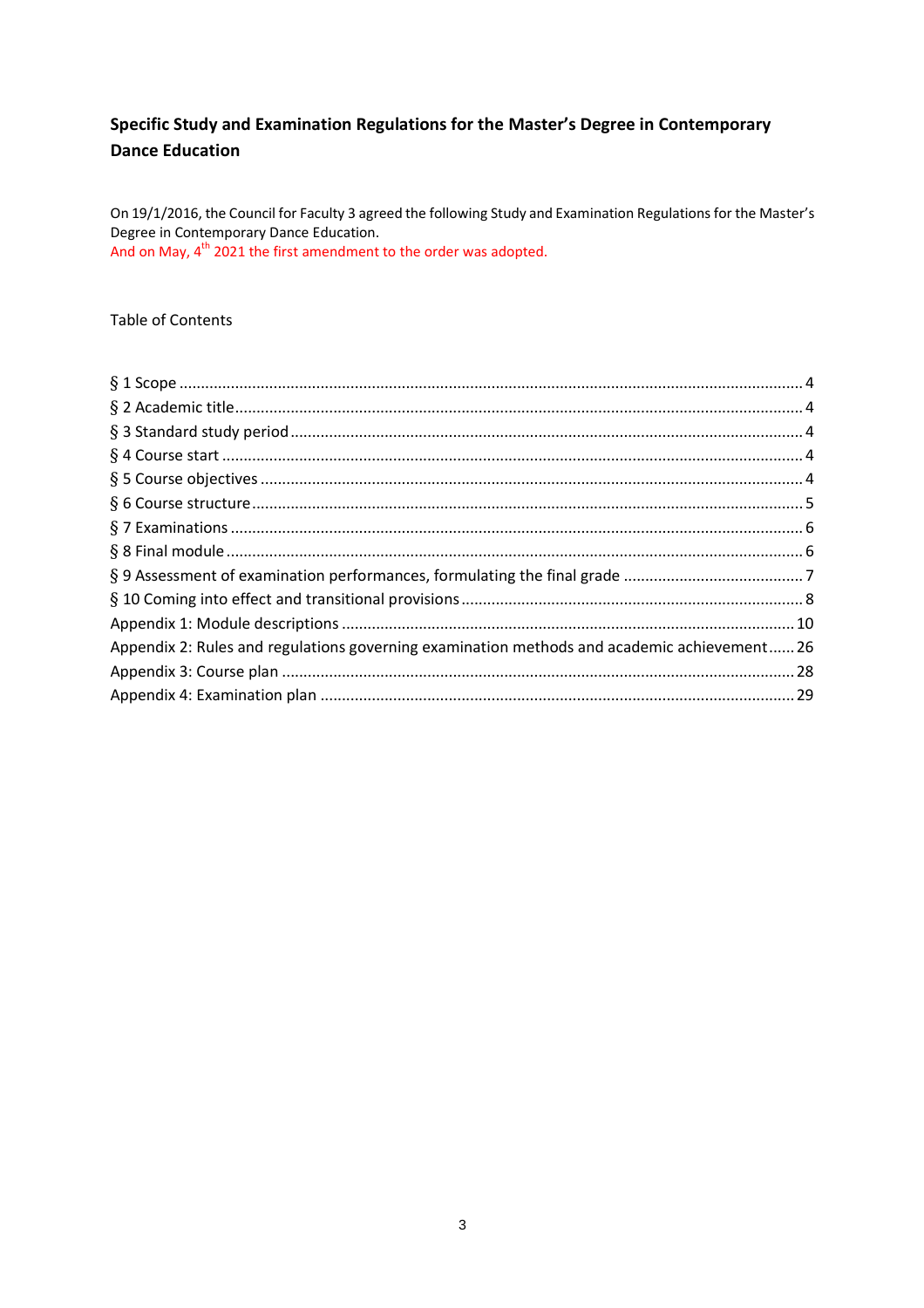# Specific Study and Examination Regulations for the Master's Degree in Contemporary Dance Education

On 19/1/2016, the Council for Faculty 3 agreed the following Study and Examination Regulations for the Master's Degree in Contemporary Dance Education.
And on May, 4[th] 2021 the first amendment to the order was adopted.

Table of Contents

§ 1 Scope ........ 4
§ 2 Academic title ........ 4
§ 3 Standard study period ........ 4
§ 4 Course start ........ 4
§ 5 Course objectives ........ 4
§ 6 Course structure ........ 5
§ 7 Examinations ........ 6
§ 8 Final module ........ 6
§ 9 Assessment of examination performances, formulating the final grade ........ 7
§ 10 Coming into effect and transitional provisions ........ 8
Appendix 1: Module descriptions ........ 10
Appendix 2: Rules and regulations governing examination methods and academic achievement ........ 26
Appendix 3: Course plan ........ 28
Appendix 4: Examination plan ........ 29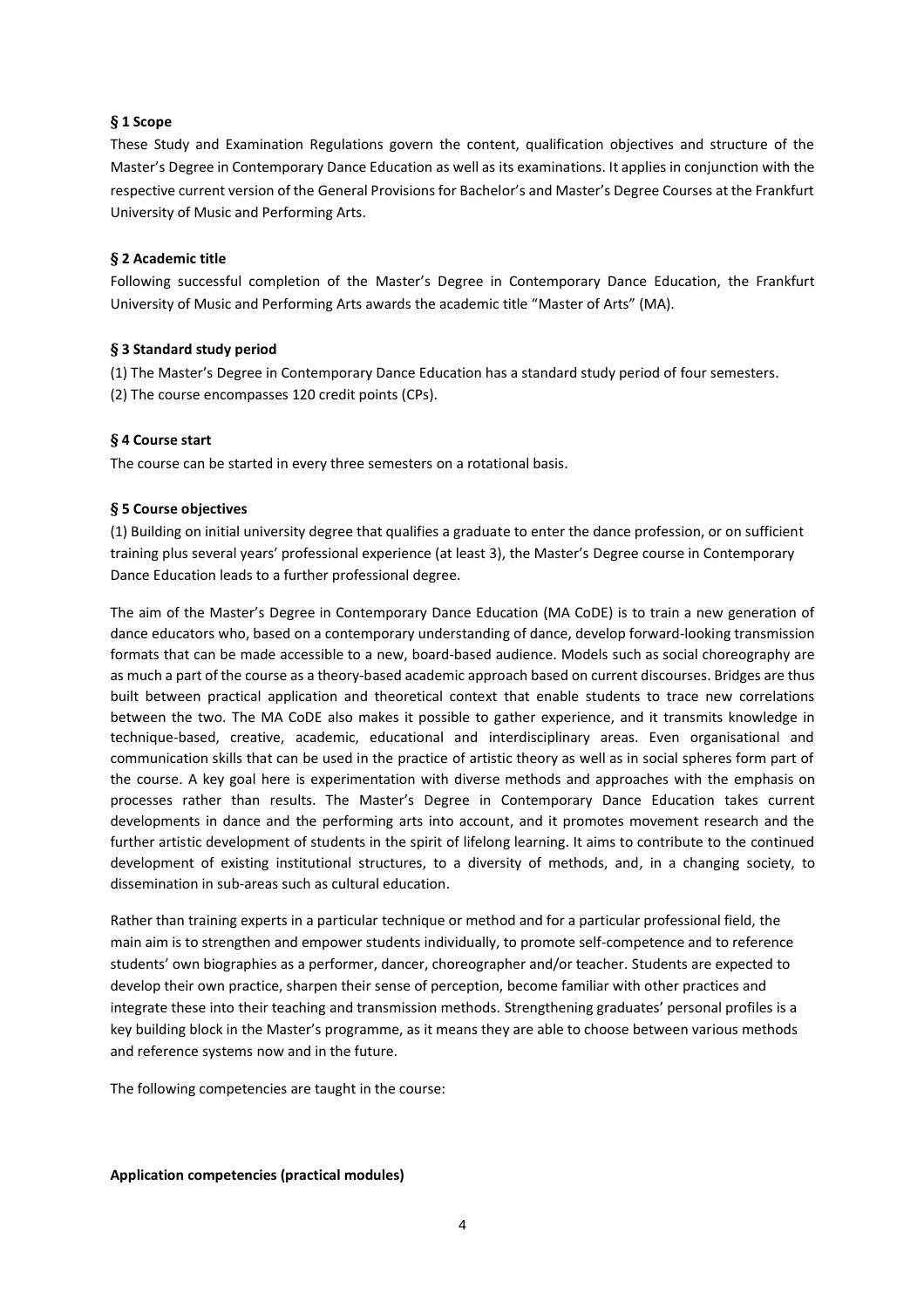**§ 1 Scope**

These Study and Examination Regulations govern the content, qualification objectives and structure of the Master's Degree in Contemporary Dance Education as well as its examinations. It applies in conjunction with the respective current version of the General Provisions for Bachelor's and Master's Degree Courses at the Frankfurt University of Music and Performing Arts.

**§ 2 Academic title**

Following successful completion of the Master's Degree in Contemporary Dance Education, the Frankfurt University of Music and Performing Arts awards the academic title "Master of Arts" (MA).

**§ 3 Standard study period**

(1) The Master's Degree in Contemporary Dance Education has a standard study period of four semesters.

(2) The course encompasses 120 credit points (CPs).

**§ 4 Course start**

The course can be started in every three semesters on a rotational basis.

**§ 5 Course objectives**

(1) Building on initial university degree that qualifies a graduate to enter the dance profession, or on sufficient training plus several years' professional experience (at least 3), the Master's Degree course in Contemporary Dance Education leads to a further professional degree.

The aim of the Master's Degree in Contemporary Dance Education (MA CoDE) is to train a new generation of dance educators who, based on a contemporary understanding of dance, develop forward-looking transmission formats that can be made accessible to a new, board-based audience. Models such as social choreography are as much a part of the course as a theory-based academic approach based on current discourses. Bridges are thus built between practical application and theoretical context that enable students to trace new correlations between the two. The MA CoDE also makes it possible to gather experience, and it transmits knowledge in technique-based, creative, academic, educational and interdisciplinary areas. Even organisational and communication skills that can be used in the practice of artistic theory as well as in social spheres form part of the course. A key goal here is experimentation with diverse methods and approaches with the emphasis on processes rather than results. The Master's Degree in Contemporary Dance Education takes current developments in dance and the performing arts into account, and it promotes movement research and the further artistic development of students in the spirit of lifelong learning. It aims to contribute to the continued development of existing institutional structures, to a diversity of methods, and, in a changing society, to dissemination in sub-areas such as cultural education.

Rather than training experts in a particular technique or method and for a particular professional field, the main aim is to strengthen and empower students individually, to promote self-competence and to reference students' own biographies as a performer, dancer, choreographer and/or teacher. Students are expected to develop their own practice, sharpen their sense of perception, become familiar with other practices and integrate these into their teaching and transmission methods. Strengthening graduates' personal profiles is a key building block in the Master's programme, as it means they are able to choose between various methods and reference systems now and in the future.

The following competencies are taught in the course:

**Application competencies (practical modules)**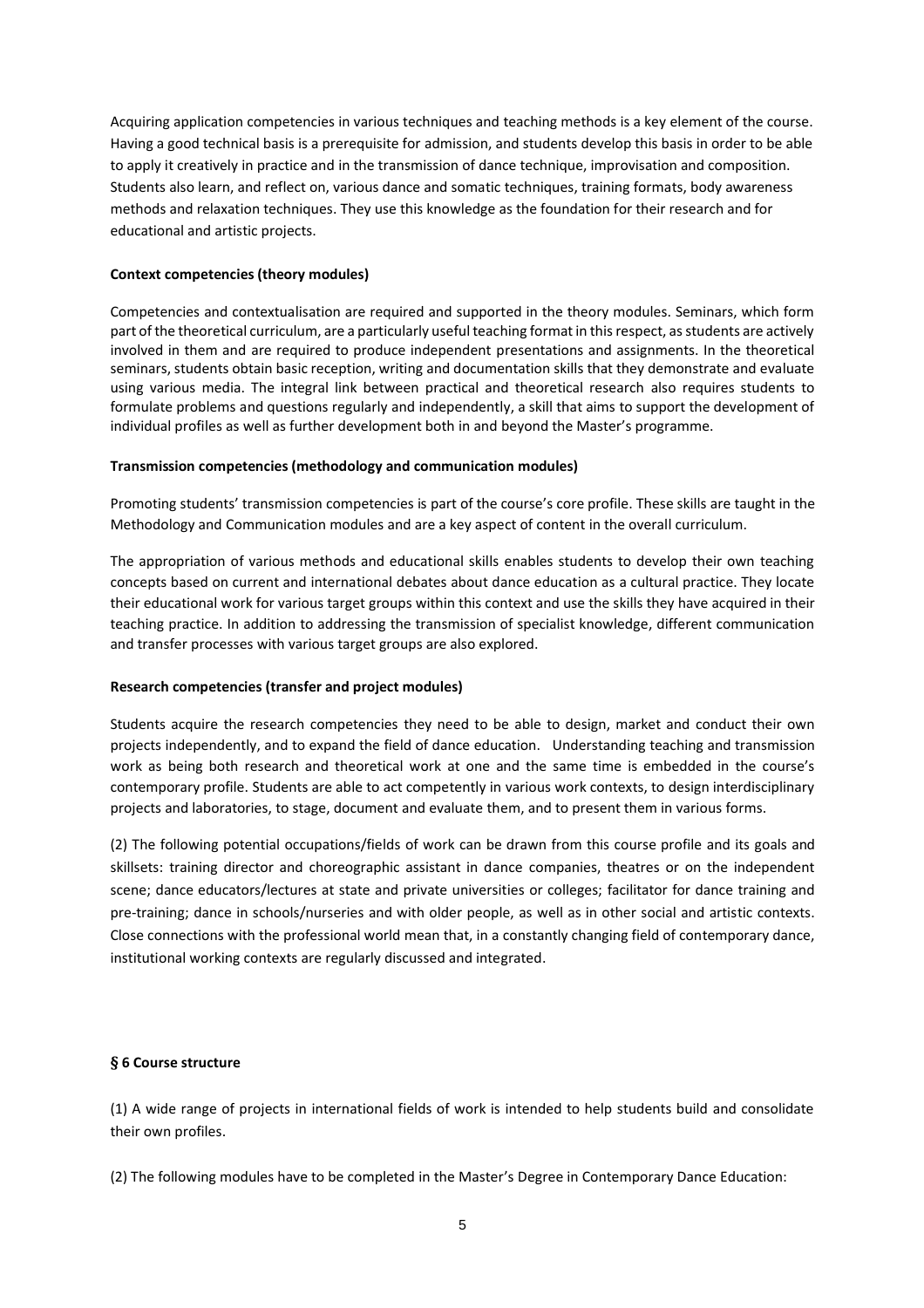Acquiring application competencies in various techniques and teaching methods is a key element of the course. Having a good technical basis is a prerequisite for admission, and students develop this basis in order to be able to apply it creatively in practice and in the transmission of dance technique, improvisation and composition. Students also learn, and reflect on, various dance and somatic techniques, training formats, body awareness methods and relaxation techniques. They use this knowledge as the foundation for their research and for educational and artistic projects.

**Context competencies (theory modules)**

Competencies and contextualisation are required and supported in the theory modules. Seminars, which form part of the theoretical curriculum, are a particularly useful teaching format in this respect, as students are actively involved in them and are required to produce independent presentations and assignments. In the theoretical seminars, students obtain basic reception, writing and documentation skills that they demonstrate and evaluate using various media. The integral link between practical and theoretical research also requires students to formulate problems and questions regularly and independently, a skill that aims to support the development of individual profiles as well as further development both in and beyond the Master's programme.

**Transmission competencies (methodology and communication modules)**

Promoting students' transmission competencies is part of the course's core profile. These skills are taught in the Methodology and Communication modules and are a key aspect of content in the overall curriculum.

The appropriation of various methods and educational skills enables students to develop their own teaching concepts based on current and international debates about dance education as a cultural practice. They locate their educational work for various target groups within this context and use the skills they have acquired in their teaching practice. In addition to addressing the transmission of specialist knowledge, different communication and transfer processes with various target groups are also explored.

**Research competencies (transfer and project modules)**

Students acquire the research competencies they need to be able to design, market and conduct their own projects independently, and to expand the field of dance education. Understanding teaching and transmission work as being both research and theoretical work at one and the same time is embedded in the course's contemporary profile. Students are able to act competently in various work contexts, to design interdisciplinary projects and laboratories, to stage, document and evaluate them, and to present them in various forms.

(2) The following potential occupations/fields of work can be drawn from this course profile and its goals and skillsets: training director and choreographic assistant in dance companies, theatres or on the independent scene; dance educators/lectures at state and private universities or colleges; facilitator for dance training and pre-training; dance in schools/nurseries and with older people, as well as in other social and artistic contexts. Close connections with the professional world mean that, in a constantly changing field of contemporary dance, institutional working contexts are regularly discussed and integrated.

**§ 6 Course structure**

(1) A wide range of projects in international fields of work is intended to help students build and consolidate their own profiles.

(2) The following modules have to be completed in the Master's Degree in Contemporary Dance Education: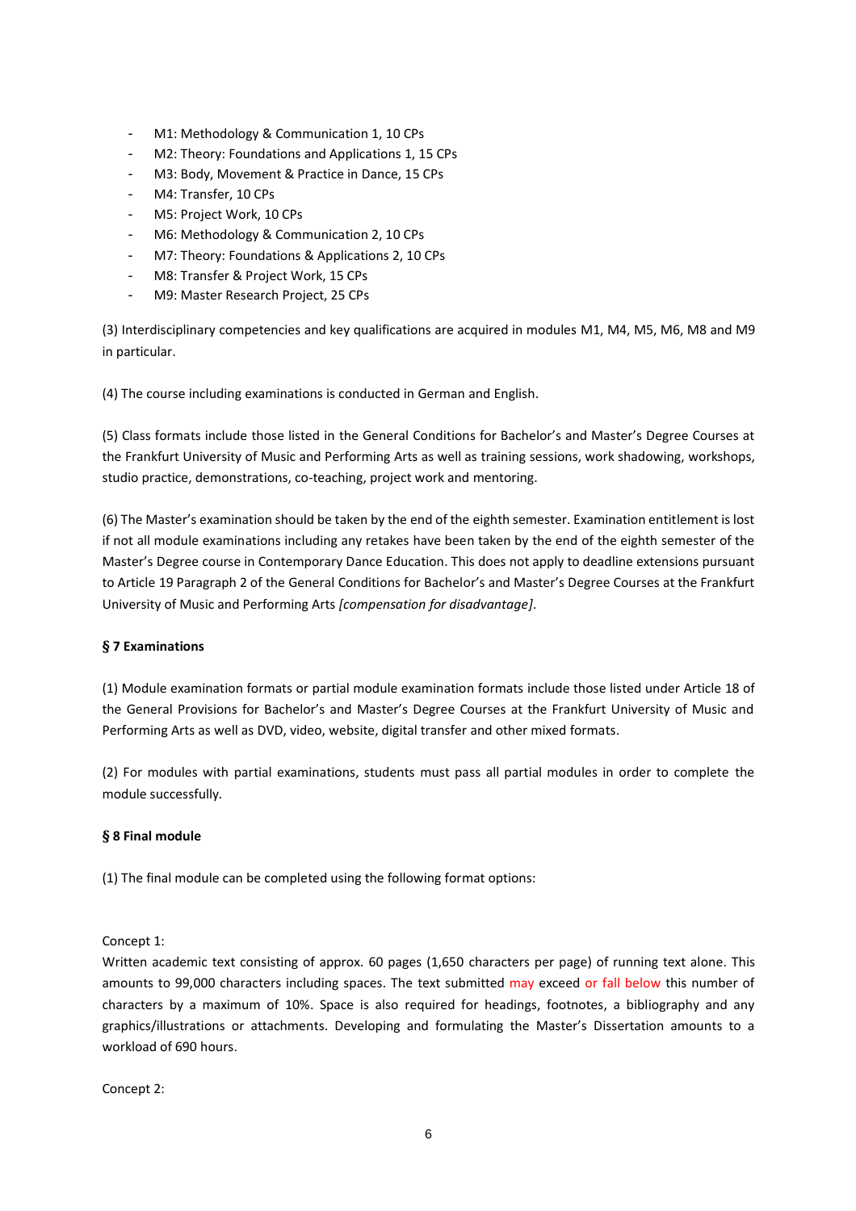- M1: Methodology & Communication 1, 10 CPs
- M2: Theory: Foundations and Applications 1, 15 CPs
- M3: Body, Movement & Practice in Dance, 15 CPs
- M4: Transfer, 10 CPs
- M5: Project Work, 10 CPs
- M6: Methodology & Communication 2, 10 CPs
- M7: Theory: Foundations & Applications 2, 10 CPs
- M8: Transfer & Project Work, 15 CPs
- M9: Master Research Project, 25 CPs

(3) Interdisciplinary competencies and key qualifications are acquired in modules M1, M4, M5, M6, M8 and M9 in particular.

(4) The course including examinations is conducted in German and English.

(5) Class formats include those listed in the General Conditions for Bachelor's and Master's Degree Courses at the Frankfurt University of Music and Performing Arts as well as training sessions, work shadowing, workshops, studio practice, demonstrations, co-teaching, project work and mentoring.

(6) The Master's examination should be taken by the end of the eighth semester. Examination entitlement is lost if not all module examinations including any retakes have been taken by the end of the eighth semester of the Master's Degree course in Contemporary Dance Education. This does not apply to deadline extensions pursuant to Article 19 Paragraph 2 of the General Conditions for Bachelor's and Master's Degree Courses at the Frankfurt University of Music and Performing Arts *[compensation for disadvantage]*.

**§ 7 Examinations**

(1) Module examination formats or partial module examination formats include those listed under Article 18 of the General Provisions for Bachelor's and Master's Degree Courses at the Frankfurt University of Music and Performing Arts as well as DVD, video, website, digital transfer and other mixed formats.

(2) For modules with partial examinations, students must pass all partial modules in order to complete the module successfully.

**§ 8 Final module**

(1) The final module can be completed using the following format options:

Concept 1:
Written academic text consisting of approx. 60 pages (1,650 characters per page) of running text alone. This amounts to 99,000 characters including spaces. The text submitted may exceed or fall below this number of characters by a maximum of 10%. Space is also required for headings, footnotes, a bibliography and any graphics/illustrations or attachments. Developing and formulating the Master's Dissertation amounts to a workload of 690 hours.

Concept 2: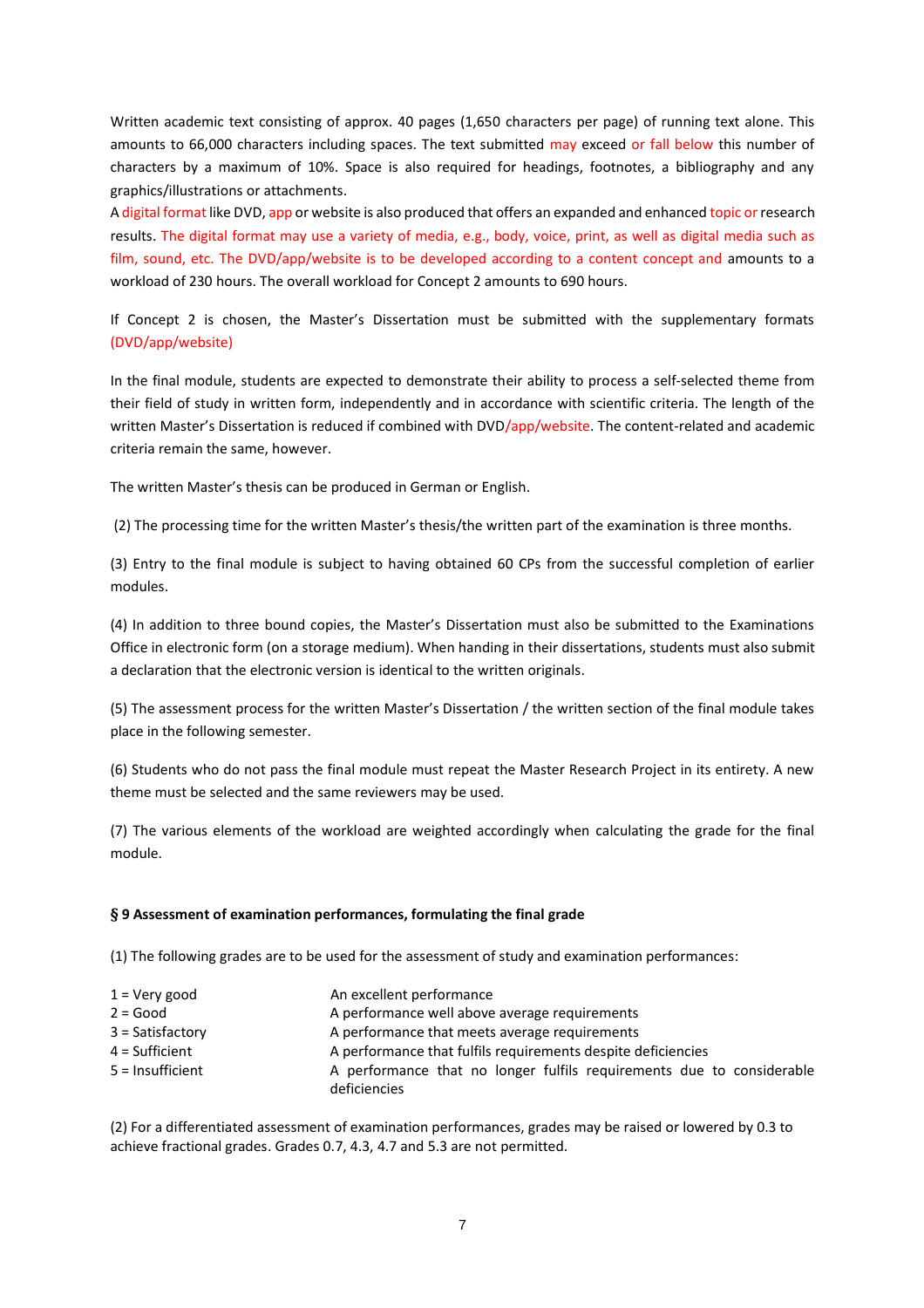Written academic text consisting of approx. 40 pages (1,650 characters per page) of running text alone. This amounts to 66,000 characters including spaces. The text submitted may exceed or fall below this number of characters by a maximum of 10%. Space is also required for headings, footnotes, a bibliography and any graphics/illustrations or attachments.

A digital format like DVD, app or website is also produced that offers an expanded and enhanced topic or research results. The digital format may use a variety of media, e.g., body, voice, print, as well as digital media such as film, sound, etc. The DVD/app/website is to be developed according to a content concept and amounts to a workload of 230 hours. The overall workload for Concept 2 amounts to 690 hours.

If Concept 2 is chosen, the Master's Dissertation must be submitted with the supplementary formats (DVD/app/website)

In the final module, students are expected to demonstrate their ability to process a self-selected theme from their field of study in written form, independently and in accordance with scientific criteria. The length of the written Master's Dissertation is reduced if combined with DVD/app/website. The content-related and academic criteria remain the same, however.

The written Master's thesis can be produced in German or English.

(2) The processing time for the written Master's thesis/the written part of the examination is three months.

(3) Entry to the final module is subject to having obtained 60 CPs from the successful completion of earlier modules.

(4) In addition to three bound copies, the Master's Dissertation must also be submitted to the Examinations Office in electronic form (on a storage medium). When handing in their dissertations, students must also submit a declaration that the electronic version is identical to the written originals.

(5) The assessment process for the written Master's Dissertation / the written section of the final module takes place in the following semester.

(6) Students who do not pass the final module must repeat the Master Research Project in its entirety. A new theme must be selected and the same reviewers may be used.

(7) The various elements of the workload are weighted accordingly when calculating the grade for the final module.

**§ 9 Assessment of examination performances, formulating the final grade**

(1) The following grades are to be used for the assessment of study and examination performances:

| | |
|---|---|
| 1 = Very good | An excellent performance |
| 2 = Good | A performance well above average requirements |
| 3 = Satisfactory | A performance that meets average requirements |
| 4 = Sufficient | A performance that fulfils requirements despite deficiencies |
| 5 = Insufficient | A performance that no longer fulfils requirements due to considerable deficiencies |

(2) For a differentiated assessment of examination performances, grades may be raised or lowered by 0.3 to achieve fractional grades. Grades 0.7, 4.3, 4.7 and 5.3 are not permitted.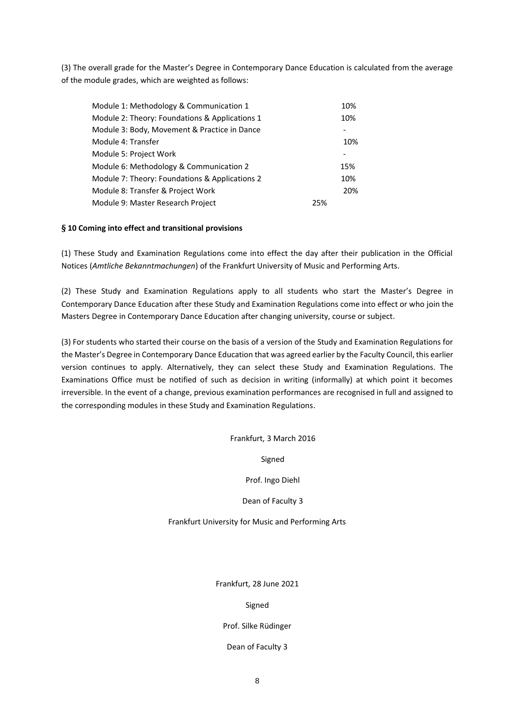(3) The overall grade for the Master's Degree in Contemporary Dance Education is calculated from the average of the module grades, which are weighted as follows:

| Module | Weight |
|---|---|
| Module 1: Methodology & Communication 1 | 10% |
| Module 2: Theory: Foundations & Applications 1 | 10% |
| Module 3: Body, Movement & Practice in Dance | - |
| Module 4: Transfer | 10% |
| Module 5: Project Work | - |
| Module 6: Methodology & Communication 2 | 15% |
| Module 7: Theory: Foundations & Applications 2 | 10% |
| Module 8: Transfer & Project Work | 20% |
| Module 9: Master Research Project | 25% |

**§ 10 Coming into effect and transitional provisions**

(1) These Study and Examination Regulations come into effect the day after their publication in the Official Notices (*Amtliche Bekanntmachungen*) of the Frankfurt University of Music and Performing Arts.

(2) These Study and Examination Regulations apply to all students who start the Master's Degree in Contemporary Dance Education after these Study and Examination Regulations come into effect or who join the Masters Degree in Contemporary Dance Education after changing university, course or subject.

(3) For students who started their course on the basis of a version of the Study and Examination Regulations for the Master's Degree in Contemporary Dance Education that was agreed earlier by the Faculty Council, this earlier version continues to apply. Alternatively, they can select these Study and Examination Regulations. The Examinations Office must be notified of such as decision in writing (informally) at which point it becomes irreversible. In the event of a change, previous examination performances are recognised in full and assigned to the corresponding modules in these Study and Examination Regulations.

Frankfurt, 3 March 2016

Signed

Prof. Ingo Diehl

Dean of Faculty 3

Frankfurt University for Music and Performing Arts

Frankfurt, 28 June 2021

Signed

Prof. Silke Rüdinger

Dean of Faculty 3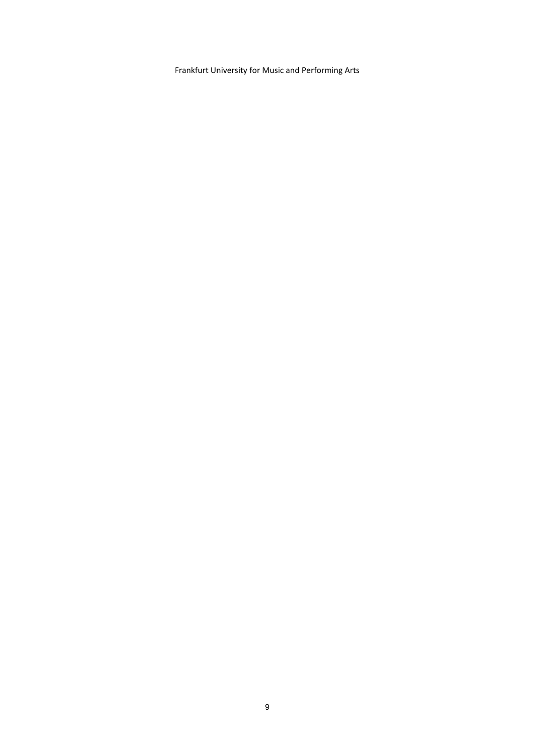Frankfurt University for Music and Performing Arts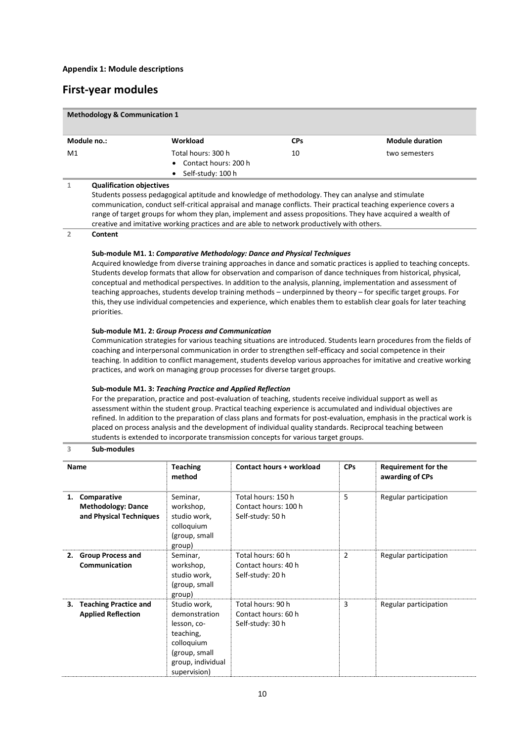**Appendix 1: Module descriptions**

# First-year modules

| **Methodology & Communication 1** | | | |
|---|---|---|---|
| **Module no.:** | **Workload** | **CPs** | **Module duration** |
| M1 | Total hours: 300 h<br>• Contact hours: 200 h<br>• Self-study: 100 h | 10 | two semesters |

**1 Qualification objectives**

Students possess pedagogical aptitude and knowledge of methodology. They can analyse and stimulate communication, conduct self-critical appraisal and manage conflicts. Their practical teaching experience covers a range of target groups for whom they plan, implement and assess propositions. They have acquired a wealth of creative and imitative working practices and are able to network productively with others.

**2 Content**

**Sub-module M1. 1:** ***Comparative Methodology: Dance and Physical Techniques***

Acquired knowledge from diverse training approaches in dance and somatic practices is applied to teaching concepts. Students develop formats that allow for observation and comparison of dance techniques from historical, physical, conceptual and methodical perspectives. In addition to the analysis, planning, implementation and assessment of teaching approaches, students develop training methods – underpinned by theory – for specific target groups. For this, they use individual competencies and experience, which enables them to establish clear goals for later teaching priorities.

**Sub-module M1. 2:** ***Group Process and Communication***

Communication strategies for various teaching situations are introduced. Students learn procedures from the fields of coaching and interpersonal communication in order to strengthen self-efficacy and social competence in their teaching. In addition to conflict management, students develop various approaches for imitative and creative working practices, and work on managing group processes for diverse target groups.

**Sub-module M1. 3:** ***Teaching Practice and Applied Reflection***

For the preparation, practice and post-evaluation of teaching, students receive individual support as well as assessment within the student group. Practical teaching experience is accumulated and individual objectives are refined. In addition to the preparation of class plans and formats for post-evaluation, emphasis in the practical work is placed on process analysis and the development of individual quality standards. Reciprocal teaching between students is extended to incorporate transmission concepts for various target groups.

**3 Sub-modules**

| Name | Teaching method | Contact hours + workload | CPs | Requirement for the awarding of CPs |
|---|---|---|---|---|
| **1. Comparative Methodology: Dance and Physical Techniques** | Seminar, workshop, studio work, colloquium (group, small group) | Total hours: 150 h<br>Contact hours: 100 h<br>Self-study: 50 h | 5 | Regular participation |
| **2. Group Process and Communication** | Seminar, workshop, studio work, (group, small group) | Total hours: 60 h<br>Contact hours: 40 h<br>Self-study: 20 h | 2 | Regular participation |
| **3. Teaching Practice and Applied Reflection** | Studio work, demonstration lesson, co-teaching, colloquium (group, small group, individual supervision) | Total hours: 90 h<br>Contact hours: 60 h<br>Self-study: 30 h | 3 | Regular participation |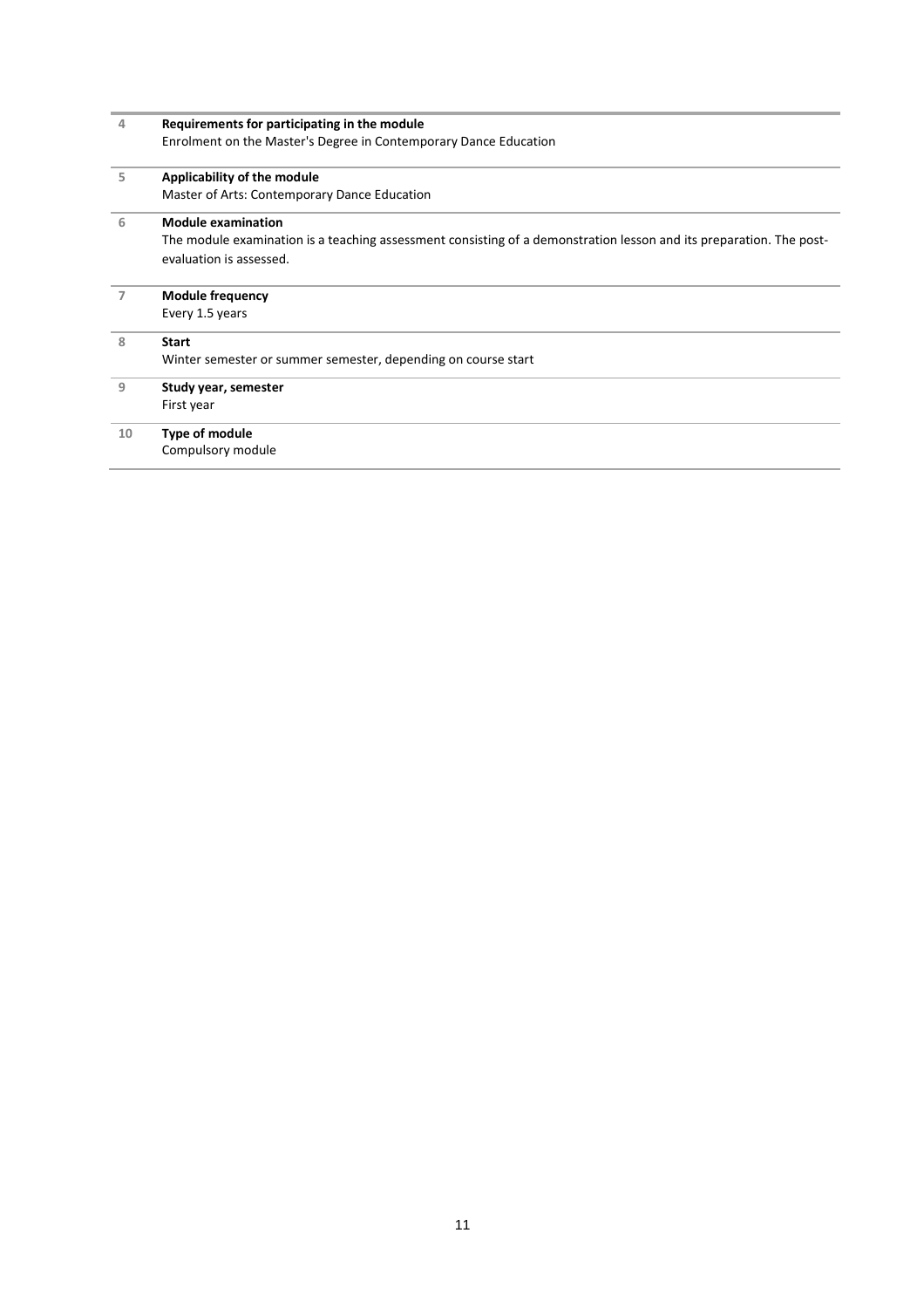| | |
|---|---|
| 4 | **Requirements for participating in the module**<br>Enrolment on the Master's Degree in Contemporary Dance Education |
| 5 | **Applicability of the module**<br>Master of Arts: Contemporary Dance Education |
| 6 | **Module examination**<br>The module examination is a teaching assessment consisting of a demonstration lesson and its preparation. The post-evaluation is assessed. |
| 7 | **Module frequency**<br>Every 1.5 years |
| 8 | **Start**<br>Winter semester or summer semester, depending on course start |
| 9 | **Study year, semester**<br>First year |
| 10 | **Type of module**<br>Compulsory module |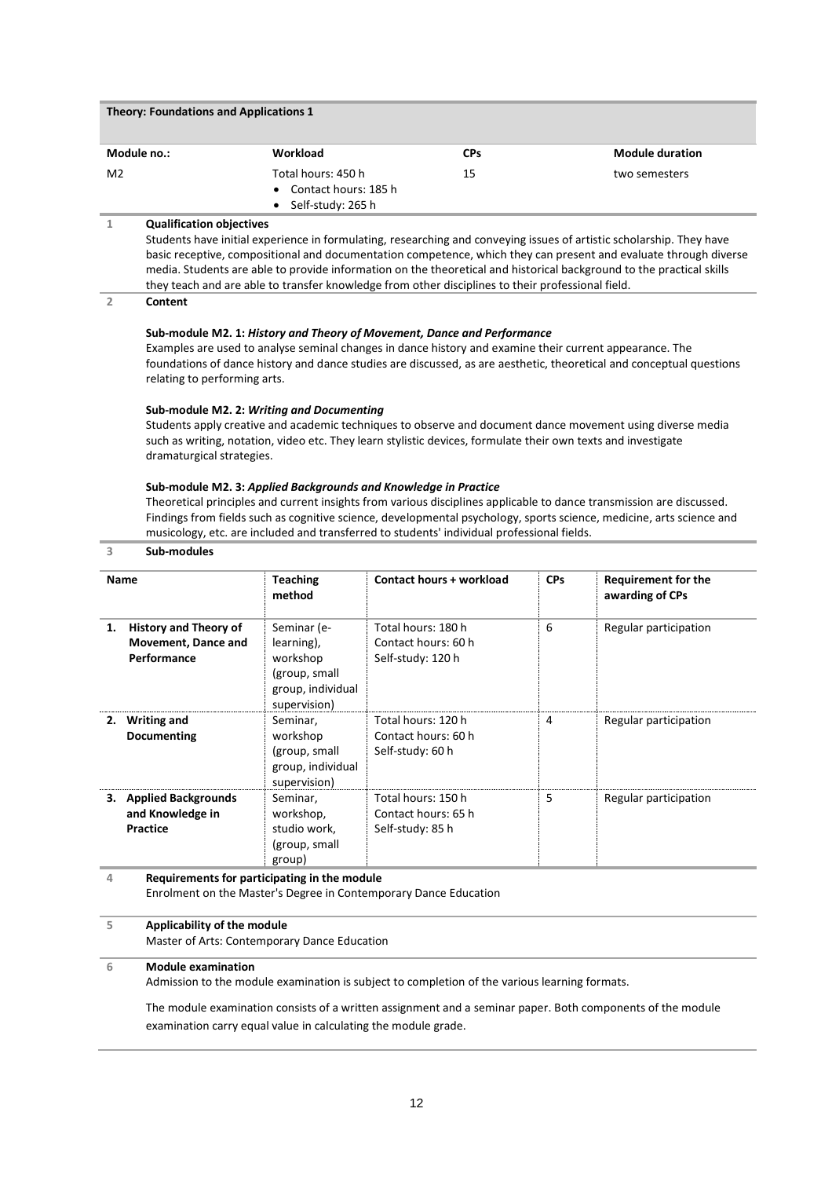## Theory: Foundations and Applications 1

| Module no.: | Workload | CPs | Module duration |
|---|---|---|---|
| M2 | Total hours: 450 h<br>• Contact hours: 185 h<br>• Self-study: 265 h | 15 | two semesters |

**1 Qualification objectives**

Students have initial experience in formulating, researching and conveying issues of artistic scholarship. They have basic receptive, compositional and documentation competence, which they can present and evaluate through diverse media. Students are able to provide information on the theoretical and historical background to the practical skills they teach and are able to transfer knowledge from other disciplines to their professional field.

**2 Content**

**Sub-module M2. 1:** ***History and Theory of Movement, Dance and Performance***

Examples are used to analyse seminal changes in dance history and examine their current appearance. The foundations of dance history and dance studies are discussed, as are aesthetic, theoretical and conceptual questions relating to performing arts.

**Sub-module M2. 2:** ***Writing and Documenting***

Students apply creative and academic techniques to observe and document dance movement using diverse media such as writing, notation, video etc. They learn stylistic devices, formulate their own texts and investigate dramaturgical strategies.

**Sub-module M2. 3:** ***Applied Backgrounds and Knowledge in Practice***

Theoretical principles and current insights from various disciplines applicable to dance transmission are discussed. Findings from fields such as cognitive science, developmental psychology, sports science, medicine, arts science and musicology, etc. are included and transferred to students' individual professional fields.

**3 Sub-modules**

| Name | Teaching method | Contact hours + workload | CPs | Requirement for the awarding of CPs |
|---|---|---|---|---|
| 1. **History and Theory of Movement, Dance and Performance** | Seminar (e-learning), workshop (group, small group, individual supervision) | Total hours: 180 h<br>Contact hours: 60 h<br>Self-study: 120 h | 6 | Regular participation |
| 2. **Writing and Documenting** | Seminar, workshop (group, small group, individual supervision) | Total hours: 120 h<br>Contact hours: 60 h<br>Self-study: 60 h | 4 | Regular participation |
| 3. **Applied Backgrounds and Knowledge in Practice** | Seminar, workshop, studio work, (group, small group) | Total hours: 150 h<br>Contact hours: 65 h<br>Self-study: 85 h | 5 | Regular participation |

**4 Requirements for participating in the module**

Enrolment on the Master's Degree in Contemporary Dance Education

**5 Applicability of the module**

Master of Arts: Contemporary Dance Education

**6 Module examination**

Admission to the module examination is subject to completion of the various learning formats.

The module examination consists of a written assignment and a seminar paper. Both components of the module examination carry equal value in calculating the module grade.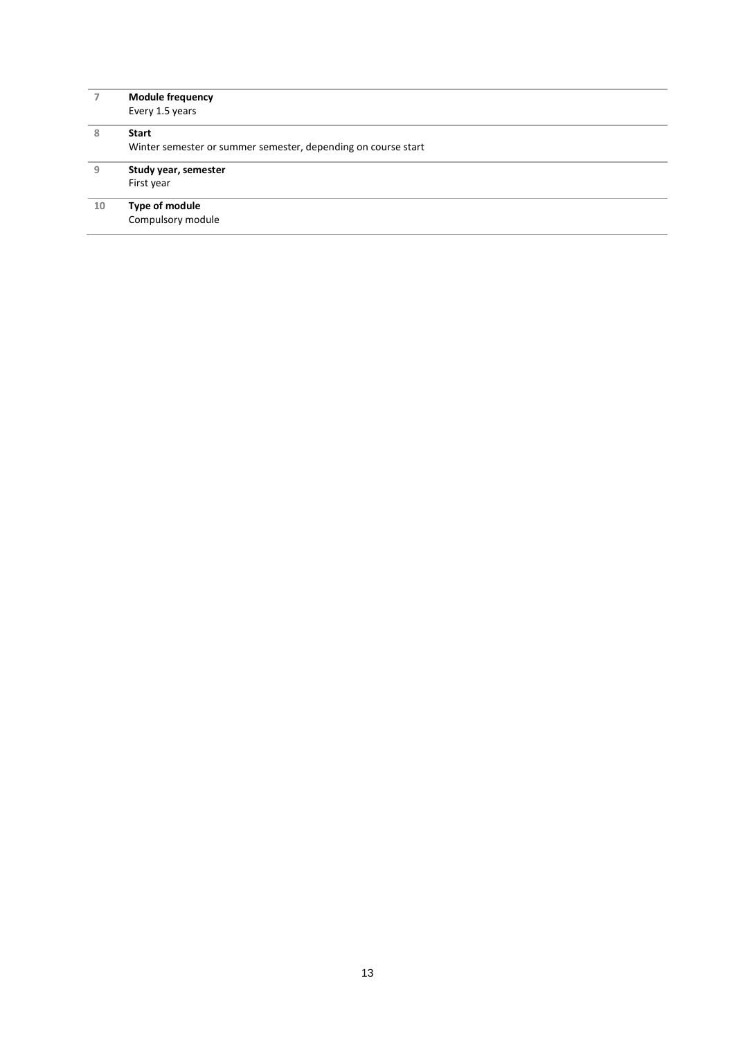| | |
|---|---|
| 7 | **Module frequency**<br>Every 1.5 years |
| 8 | **Start**<br>Winter semester or summer semester, depending on course start |
| 9 | **Study year, semester**<br>First year |
| 10 | **Type of module**<br>Compulsory module |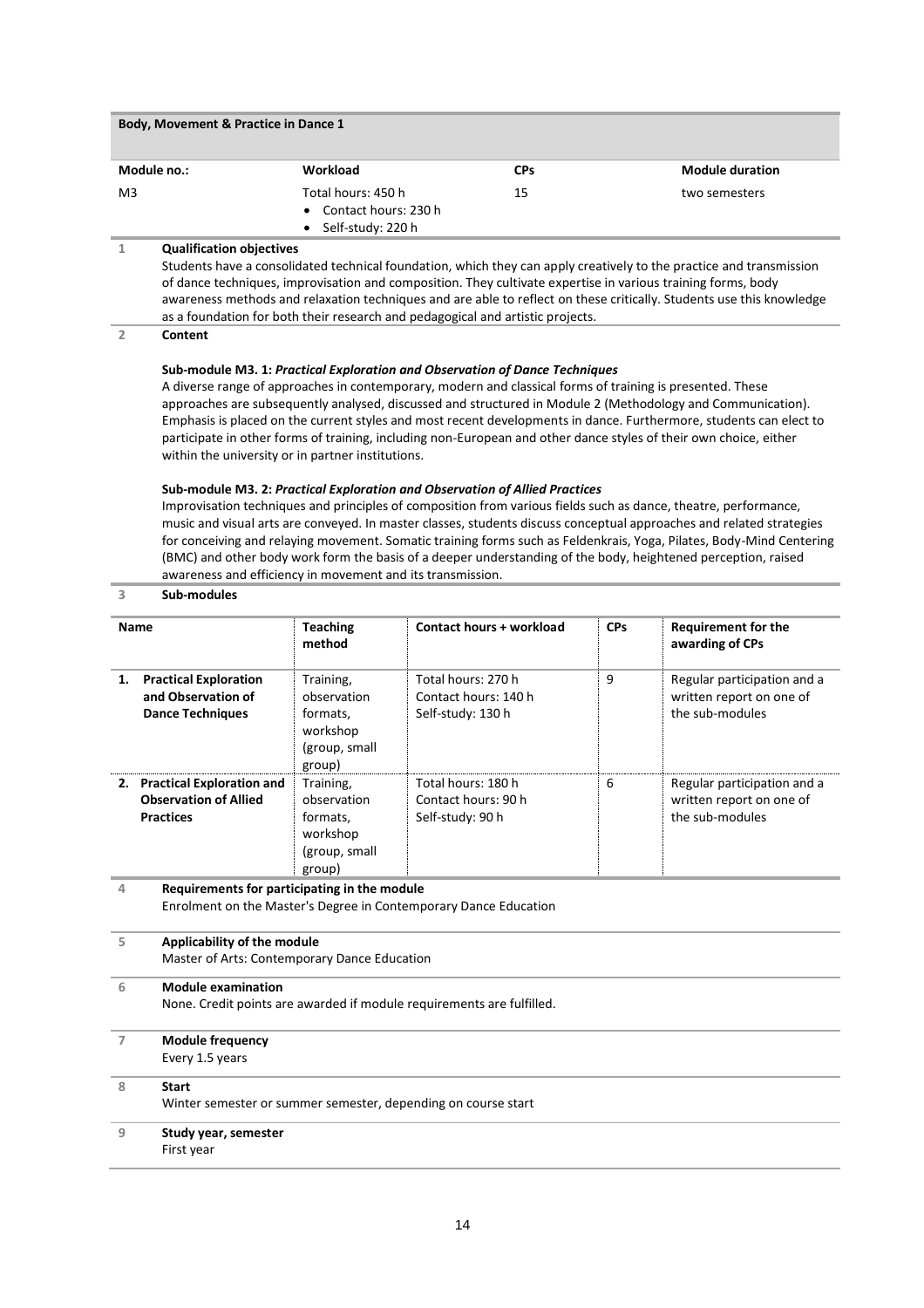## Body, Movement & Practice in Dance 1

| Module no.: | Workload | CPs | Module duration |
|---|---|---|---|
| M3 | Total hours: 450 h<br>• Contact hours: 230 h<br>• Self-study: 220 h | 15 | two semesters |

**1 Qualification objectives**

Students have a consolidated technical foundation, which they can apply creatively to the practice and transmission of dance techniques, improvisation and composition. They cultivate expertise in various training forms, body awareness methods and relaxation techniques and are able to reflect on these critically. Students use this knowledge as a foundation for both their research and pedagogical and artistic projects.

**2 Content**

**Sub-module M3. 1:** ***Practical Exploration and Observation of Dance Techniques***

A diverse range of approaches in contemporary, modern and classical forms of training is presented. These approaches are subsequently analysed, discussed and structured in Module 2 (Methodology and Communication). Emphasis is placed on the current styles and most recent developments in dance. Furthermore, students can elect to participate in other forms of training, including non-European and other dance styles of their own choice, either within the university or in partner institutions.

**Sub-module M3. 2:** ***Practical Exploration and Observation of Allied Practices***

Improvisation techniques and principles of composition from various fields such as dance, theatre, performance, music and visual arts are conveyed. In master classes, students discuss conceptual approaches and related strategies for conceiving and relaying movement. Somatic training forms such as Feldenkrais, Yoga, Pilates, Body-Mind Centering (BMC) and other body work form the basis of a deeper understanding of the body, heightened perception, raised awareness and efficiency in movement and its transmission.

**3 Sub-modules**

| Name | Teaching method | Contact hours + workload | CPs | Requirement for the awarding of CPs |
|---|---|---|---|---|
| **1. Practical Exploration and Observation of Dance Techniques** | Training, observation formats, workshop (group, small group) | Total hours: 270 h<br>Contact hours: 140 h<br>Self-study: 130 h | 9 | Regular participation and a written report on one of the sub-modules |
| **2. Practical Exploration and Observation of Allied Practices** | Training, observation formats, workshop (group, small group) | Total hours: 180 h<br>Contact hours: 90 h<br>Self-study: 90 h | 6 | Regular participation and a written report on one of the sub-modules |

**4 Requirements for participating in the module**

Enrolment on the Master's Degree in Contemporary Dance Education

**5 Applicability of the module**

Master of Arts: Contemporary Dance Education

**6 Module examination**

None. Credit points are awarded if module requirements are fulfilled.

**7 Module frequency**

Every 1.5 years

**8 Start**

Winter semester or summer semester, depending on course start

**9 Study year, semester**

First year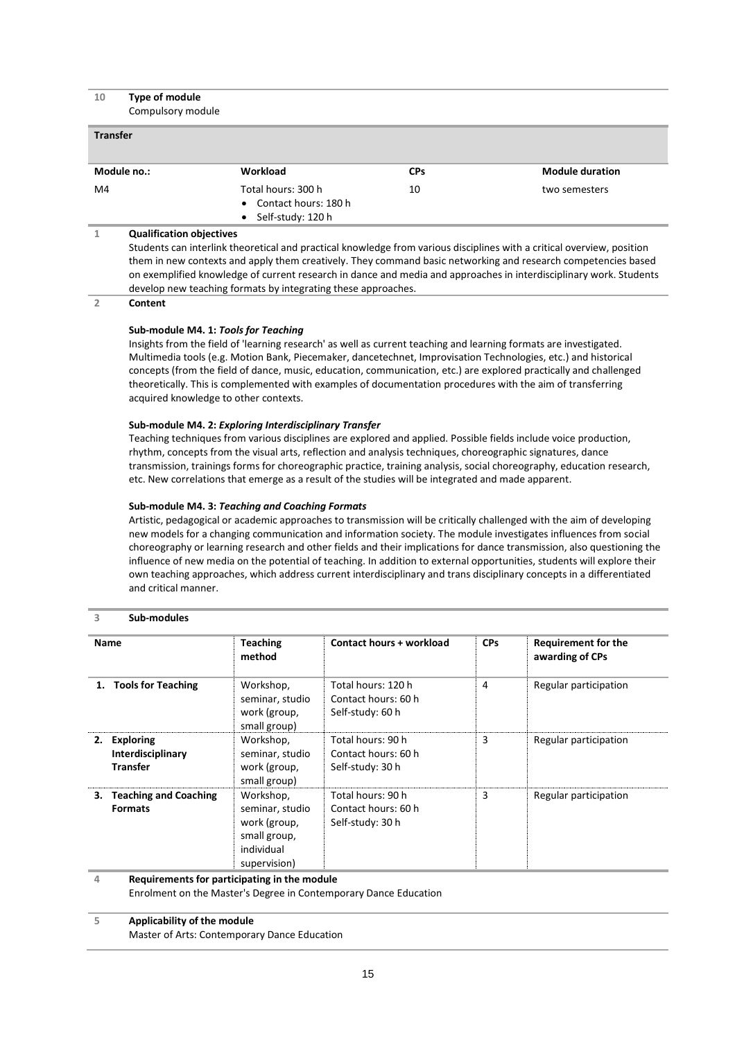**10 Type of module**

Compulsory module

## Transfer

| Module no.: | Workload | CPs | Module duration |
|---|---|---|---|
| M4 | Total hours: 300 h<br>• Contact hours: 180 h<br>• Self-study: 120 h | 10 | two semesters |

**1 Qualification objectives**

Students can interlink theoretical and practical knowledge from various disciplines with a critical overview, position them in new contexts and apply them creatively. They command basic networking and research competencies based on exemplified knowledge of current research in dance and media and approaches in interdisciplinary work. Students develop new teaching formats by integrating these approaches.

**2 Content**

**Sub-module M4. 1: *Tools for Teaching***

Insights from the field of 'learning research' as well as current teaching and learning formats are investigated. Multimedia tools (e.g. Motion Bank, Piecemaker, dancetechnet, Improvisation Technologies, etc.) and historical concepts (from the field of dance, music, education, communication, etc.) are explored practically and challenged theoretically. This is complemented with examples of documentation procedures with the aim of transferring acquired knowledge to other contexts.

**Sub-module M4. 2: *Exploring Interdisciplinary Transfer***

Teaching techniques from various disciplines are explored and applied. Possible fields include voice production, rhythm, concepts from the visual arts, reflection and analysis techniques, choreographic signatures, dance transmission, trainings forms for choreographic practice, training analysis, social choreography, education research, etc. New correlations that emerge as a result of the studies will be integrated and made apparent.

**Sub-module M4. 3: *Teaching and Coaching Formats***

Artistic, pedagogical or academic approaches to transmission will be critically challenged with the aim of developing new models for a changing communication and information society. The module investigates influences from social choreography or learning research and other fields and their implications for dance transmission, also questioning the influence of new media on the potential of teaching. In addition to external opportunities, students will explore their own teaching approaches, which address current interdisciplinary and trans disciplinary concepts in a differentiated and critical manner.

**3 Sub-modules**

| Name | Teaching method | Contact hours + workload | CPs | Requirement for the awarding of CPs |
|---|---|---|---|---|
| **1. Tools for Teaching** | Workshop, seminar, studio work (group, small group) | Total hours: 120 h<br>Contact hours: 60 h<br>Self-study: 60 h | 4 | Regular participation |
| **2. Exploring Interdisciplinary Transfer** | Workshop, seminar, studio work (group, small group) | Total hours: 90 h<br>Contact hours: 60 h<br>Self-study: 30 h | 3 | Regular participation |
| **3. Teaching and Coaching Formats** | Workshop, seminar, studio work (group, small group, individual supervision) | Total hours: 90 h<br>Contact hours: 60 h<br>Self-study: 30 h | 3 | Regular participation |

**4 Requirements for participating in the module**

Enrolment on the Master's Degree in Contemporary Dance Education

**5 Applicability of the module**

Master of Arts: Contemporary Dance Education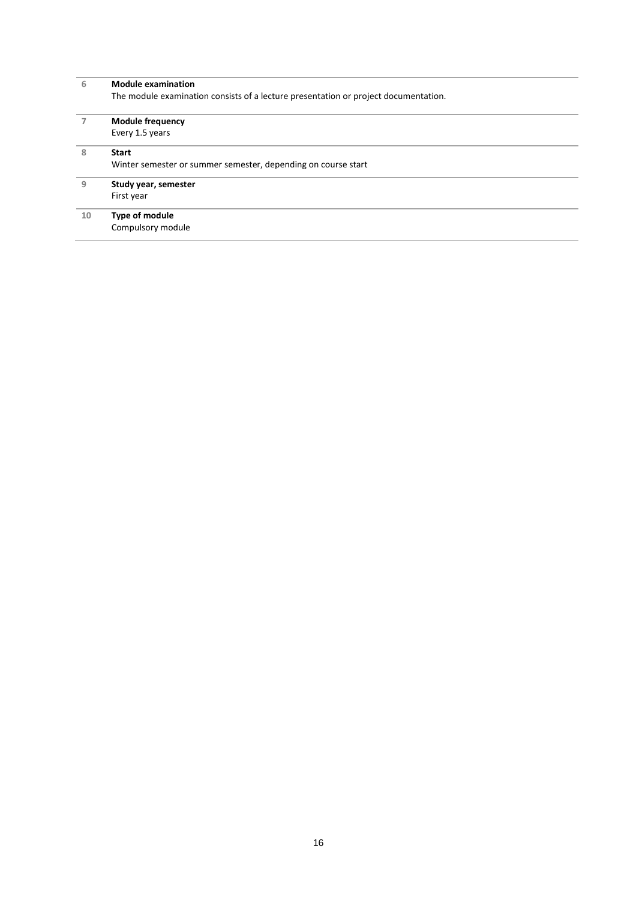| | |
|---|---|
| 6 | **Module examination**<br>The module examination consists of a lecture presentation or project documentation. |
| 7 | **Module frequency**<br>Every 1.5 years |
| 8 | **Start**<br>Winter semester or summer semester, depending on course start |
| 9 | **Study year, semester**<br>First year |
| 10 | **Type of module**<br>Compulsory module |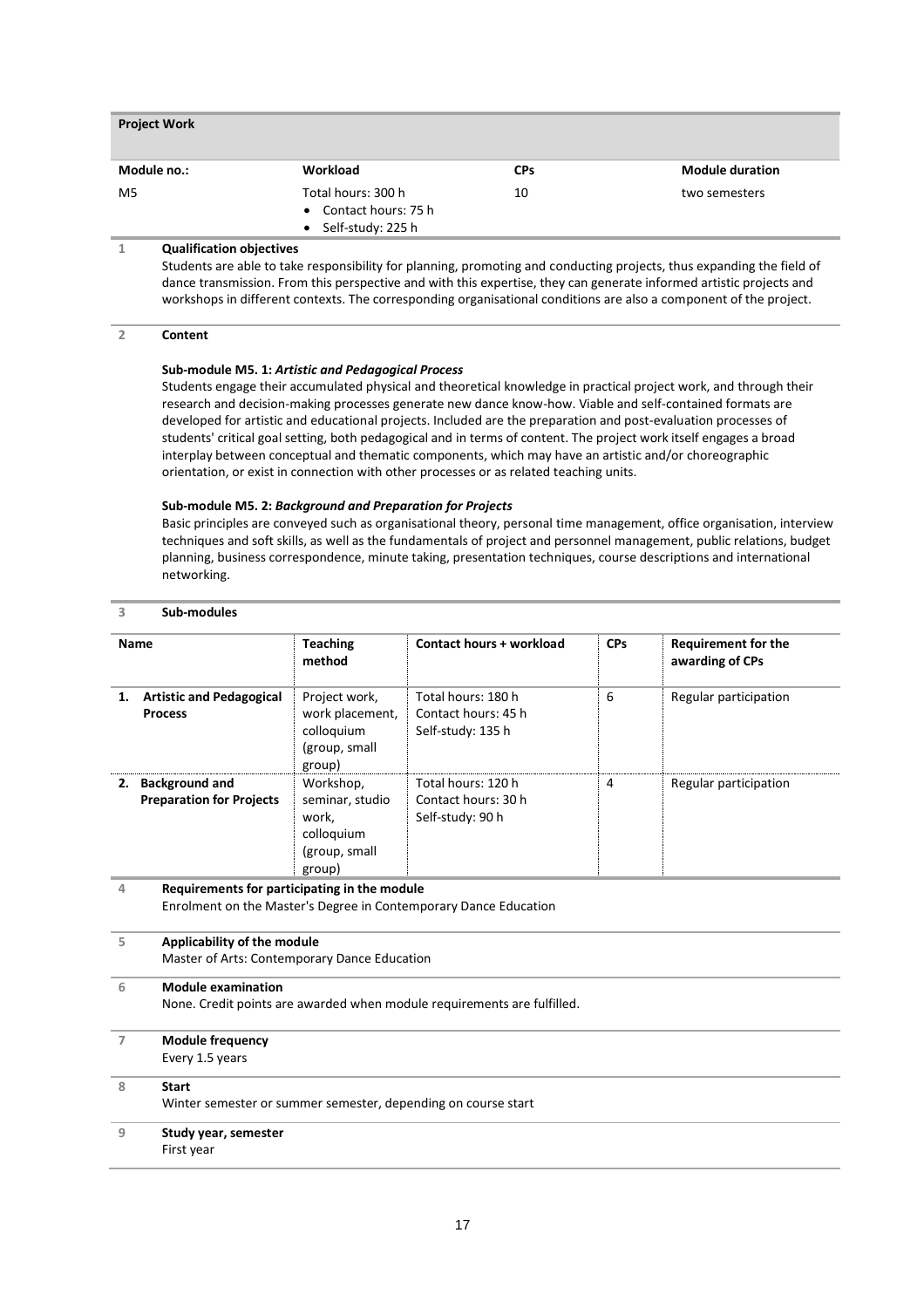## Project Work

| Module no.: | Workload | CPs | Module duration |
|---|---|---|---|
| M5 | Total hours: 300 h<br>• Contact hours: 75 h<br>• Self-study: 225 h | 10 | two semesters |

**1 Qualification objectives**

Students are able to take responsibility for planning, promoting and conducting projects, thus expanding the field of dance transmission. From this perspective and with this expertise, they can generate informed artistic projects and workshops in different contexts. The corresponding organisational conditions are also a component of the project.

**2 Content**

**Sub-module M5. 1:** ***Artistic and Pedagogical Process***

Students engage their accumulated physical and theoretical knowledge in practical project work, and through their research and decision-making processes generate new dance know-how. Viable and self-contained formats are developed for artistic and educational projects. Included are the preparation and post-evaluation processes of students' critical goal setting, both pedagogical and in terms of content. The project work itself engages a broad interplay between conceptual and thematic components, which may have an artistic and/or choreographic orientation, or exist in connection with other processes or as related teaching units.

**Sub-module M5. 2:** ***Background and Preparation for Projects***

Basic principles are conveyed such as organisational theory, personal time management, office organisation, interview techniques and soft skills, as well as the fundamentals of project and personnel management, public relations, budget planning, business correspondence, minute taking, presentation techniques, course descriptions and international networking.

**3 Sub-modules**

| Name | Teaching method | Contact hours + workload | CPs | Requirement for the awarding of CPs |
|---|---|---|---|---|
| 1. **Artistic and Pedagogical Process** | Project work, work placement, colloquium (group, small group) | Total hours: 180 h<br>Contact hours: 45 h<br>Self-study: 135 h | 6 | Regular participation |
| 2. **Background and Preparation for Projects** | Workshop, seminar, studio work, colloquium (group, small group) | Total hours: 120 h<br>Contact hours: 30 h<br>Self-study: 90 h | 4 | Regular participation |

**4 Requirements for participating in the module**

Enrolment on the Master's Degree in Contemporary Dance Education

**5 Applicability of the module**

Master of Arts: Contemporary Dance Education

**6 Module examination**

None. Credit points are awarded when module requirements are fulfilled.

**7 Module frequency**

Every 1.5 years

**8 Start**

Winter semester or summer semester, depending on course start

**9 Study year, semester**

First year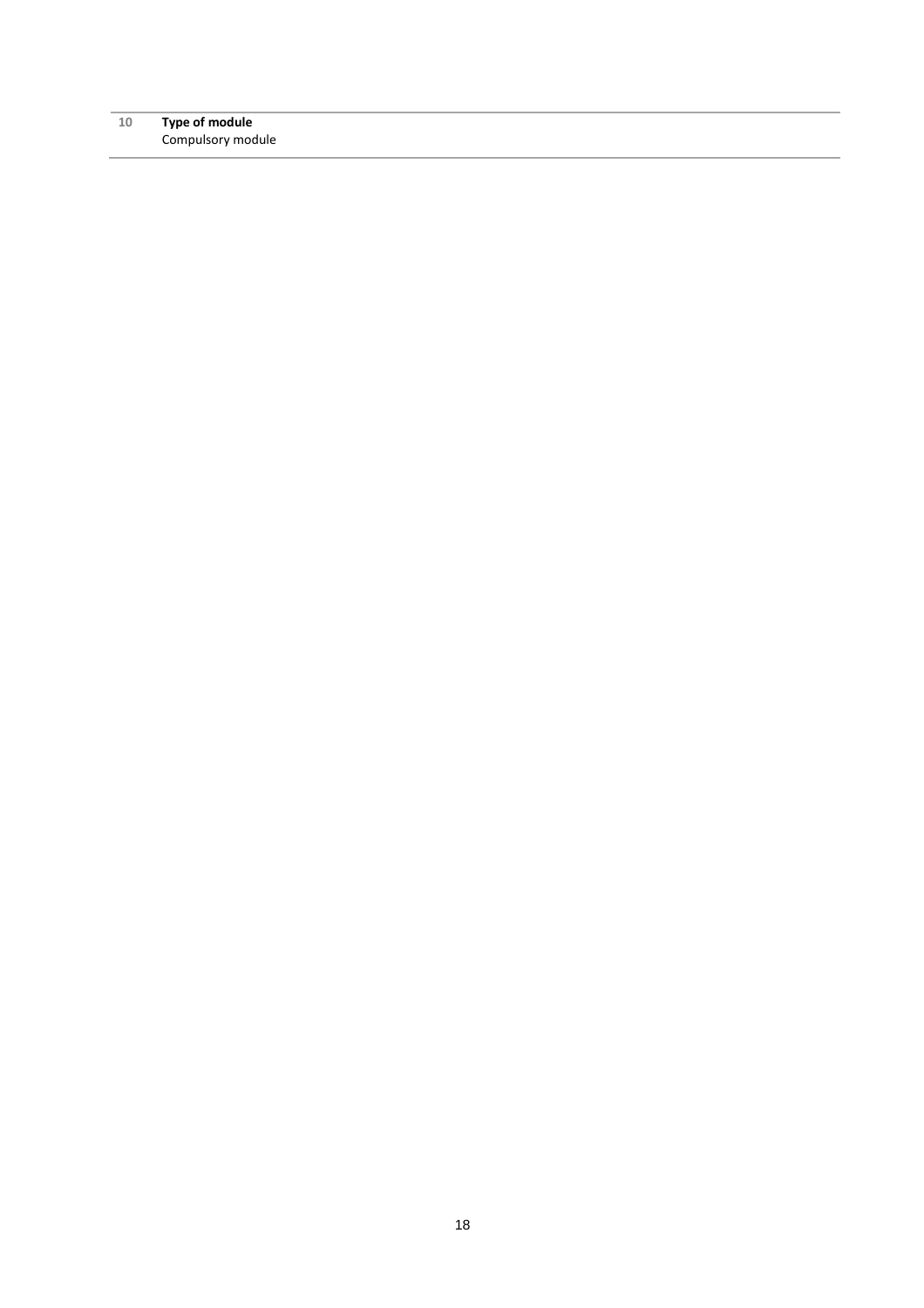| 10 | **Type of module**<br>Compulsory module |
|---|---|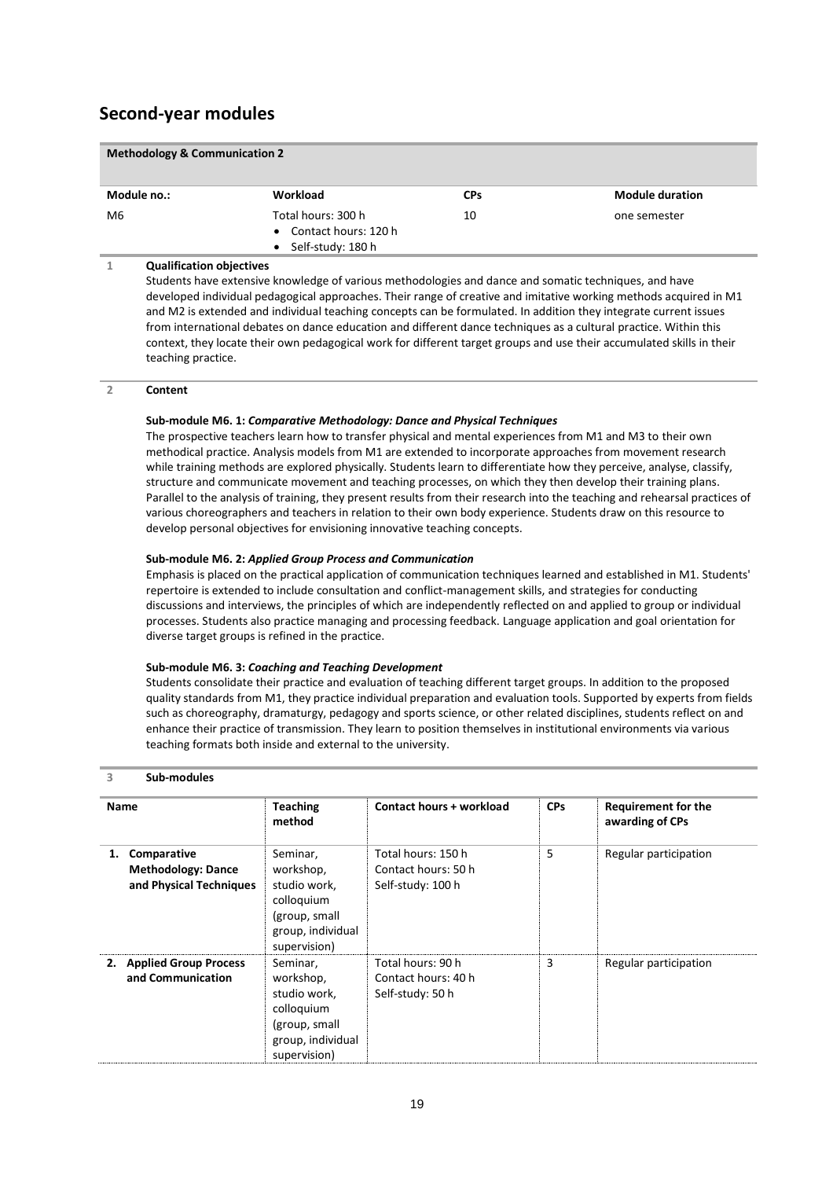## Second-year modules

| **Methodology & Communication 2** | | | |
|---|---|---|---|
| **Module no.:** | **Workload** | **CPs** | **Module duration** |
| M6 | Total hours: 300 h<br>• Contact hours: 120 h<br>• Self-study: 180 h | 10 | one semester |

**1 Qualification objectives**

Students have extensive knowledge of various methodologies and dance and somatic techniques, and have developed individual pedagogical approaches. Their range of creative and imitative working methods acquired in M1 and M2 is extended and individual teaching concepts can be formulated. In addition they integrate current issues from international debates on dance education and different dance techniques as a cultural practice. Within this context, they locate their own pedagogical work for different target groups and use their accumulated skills in their teaching practice.

**2 Content**

**Sub-module M6. 1:** ***Comparative Methodology: Dance and Physical Techniques***

The prospective teachers learn how to transfer physical and mental experiences from M1 and M3 to their own methodical practice. Analysis models from M1 are extended to incorporate approaches from movement research while training methods are explored physically. Students learn to differentiate how they perceive, analyse, classify, structure and communicate movement and teaching processes, on which they then develop their training plans. Parallel to the analysis of training, they present results from their research into the teaching and rehearsal practices of various choreographers and teachers in relation to their own body experience. Students draw on this resource to develop personal objectives for envisioning innovative teaching concepts.

**Sub-module M6. 2:** ***Applied Group Process and Communication***

Emphasis is placed on the practical application of communication techniques learned and established in M1. Students' repertoire is extended to include consultation and conflict-management skills, and strategies for conducting discussions and interviews, the principles of which are independently reflected on and applied to group or individual processes. Students also practice managing and processing feedback. Language application and goal orientation for diverse target groups is refined in the practice.

**Sub-module M6. 3:** ***Coaching and Teaching Development***

Students consolidate their practice and evaluation of teaching different target groups. In addition to the proposed quality standards from M1, they practice individual preparation and evaluation tools. Supported by experts from fields such as choreography, dramaturgy, pedagogy and sports science, or other related disciplines, students reflect on and enhance their practice of transmission. They learn to position themselves in institutional environments via various teaching formats both inside and external to the university.

**3 Sub-modules**

| Name | Teaching method | Contact hours + workload | CPs | Requirement for the awarding of CPs |
|---|---|---|---|---|
| 1. **Comparative Methodology: Dance and Physical Techniques** | Seminar, workshop, studio work, colloquium (group, small group, individual supervision) | Total hours: 150 h<br>Contact hours: 50 h<br>Self-study: 100 h | 5 | Regular participation |
| 2. **Applied Group Process and Communication** | Seminar, workshop, studio work, colloquium (group, small group, individual supervision) | Total hours: 90 h<br>Contact hours: 40 h<br>Self-study: 50 h | 3 | Regular participation |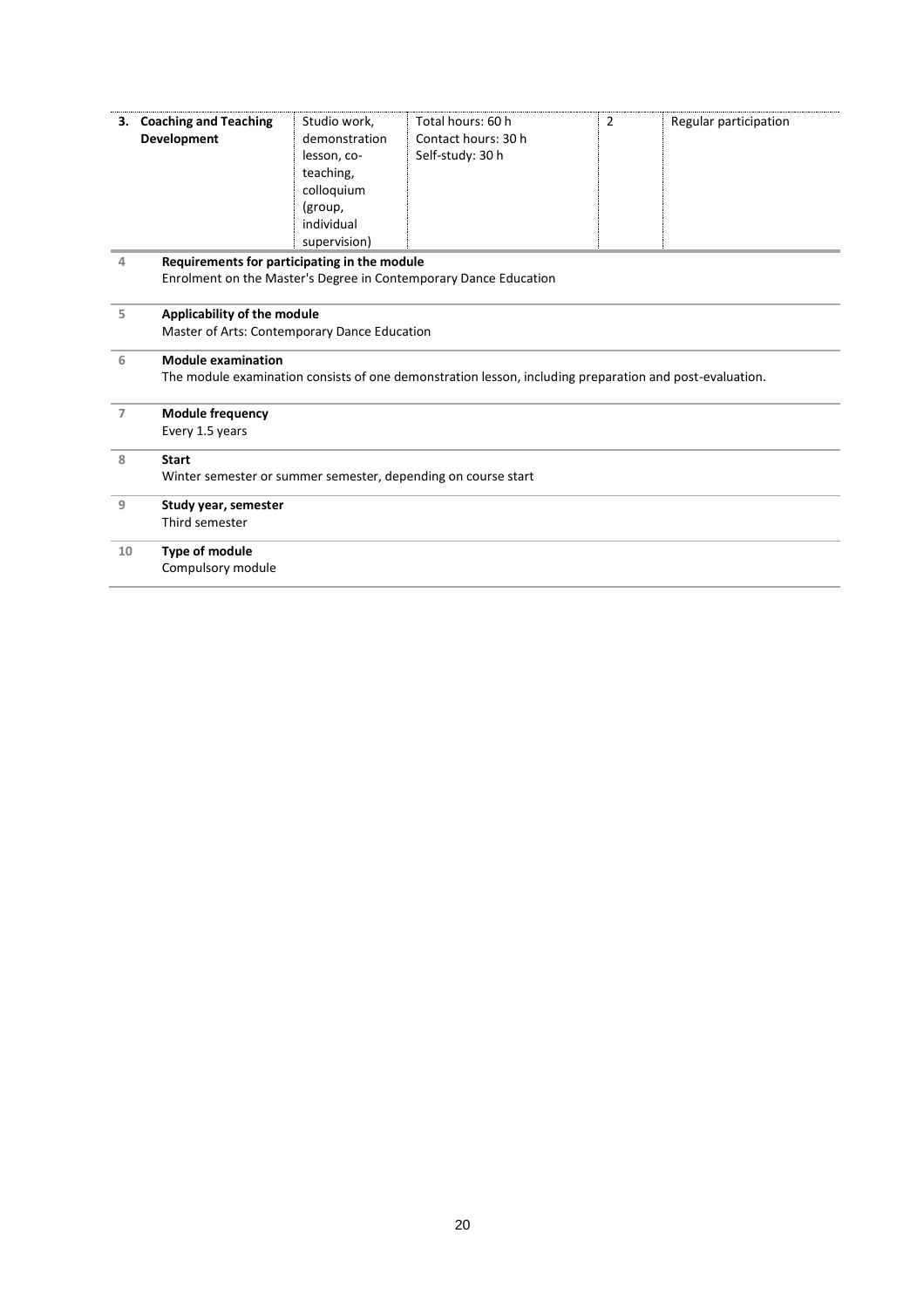| 3. Coaching and Teaching Development | Studio work, demonstration lesson, co-teaching, colloquium (group, individual supervision) | Total hours: 60 h<br>Contact hours: 30 h<br>Self-study: 30 h | 2 | Regular participation |
|---|---|---|---|---|

**4 Requirements for participating in the module**

Enrolment on the Master's Degree in Contemporary Dance Education

**5 Applicability of the module**

Master of Arts: Contemporary Dance Education

**6 Module examination**

The module examination consists of one demonstration lesson, including preparation and post-evaluation.

**7 Module frequency**

Every 1.5 years

**8 Start**

Winter semester or summer semester, depending on course start

**9 Study year, semester**

Third semester

**10 Type of module**

Compulsory module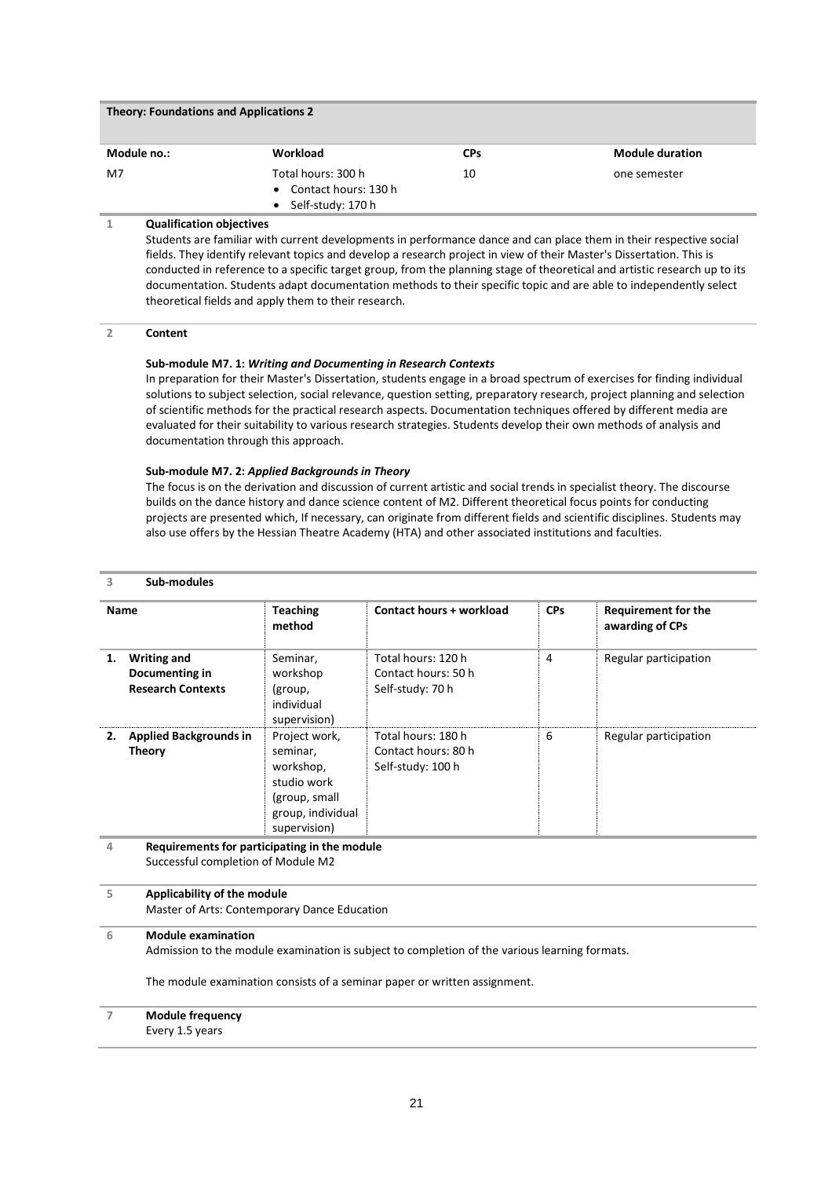## Theory: Foundations and Applications 2

| Module no.: | Workload | CPs | Module duration |
|---|---|---|---|
| M7 | Total hours: 300 h<br>• Contact hours: 130 h<br>• Self-study: 170 h | 10 | one semester |

**1 Qualification objectives**

Students are familiar with current developments in performance dance and can place them in their respective social fields. They identify relevant topics and develop a research project in view of their Master's Dissertation. This is conducted in reference to a specific target group, from the planning stage of theoretical and artistic research up to its documentation. Students adapt documentation methods to their specific topic and are able to independently select theoretical fields and apply them to their research.

**2 Content**

**Sub-module M7. 1: *Writing and Documenting in Research Contexts***

In preparation for their Master's Dissertation, students engage in a broad spectrum of exercises for finding individual solutions to subject selection, social relevance, question setting, preparatory research, project planning and selection of scientific methods for the practical research aspects. Documentation techniques offered by different media are evaluated for their suitability to various research strategies. Students develop their own methods of analysis and documentation through this approach.

**Sub-module M7. 2: *Applied Backgrounds in Theory***

The focus is on the derivation and discussion of current artistic and social trends in specialist theory. The discourse builds on the dance history and dance science content of M2. Different theoretical focus points for conducting projects are presented which, If necessary, can originate from different fields and scientific disciplines. Students may also use offers by the Hessian Theatre Academy (HTA) and other associated institutions and faculties.

**3 Sub-modules**

| Name | Teaching method | Contact hours + workload | CPs | Requirement for the awarding of CPs |
|---|---|---|---|---|
| 1. **Writing and Documenting in Research Contexts** | Seminar, workshop (group, individual supervision) | Total hours: 120 h<br>Contact hours: 50 h<br>Self-study: 70 h | 4 | Regular participation |
| 2. **Applied Backgrounds in Theory** | Project work, seminar, workshop, studio work (group, small group, individual supervision) | Total hours: 180 h<br>Contact hours: 80 h<br>Self-study: 100 h | 6 | Regular participation |

**4 Requirements for participating in the module**

Successful completion of Module M2

**5 Applicability of the module**

Master of Arts: Contemporary Dance Education

**6 Module examination**

Admission to the module examination is subject to completion of the various learning formats.

The module examination consists of a seminar paper or written assignment.

**7 Module frequency**

Every 1.5 years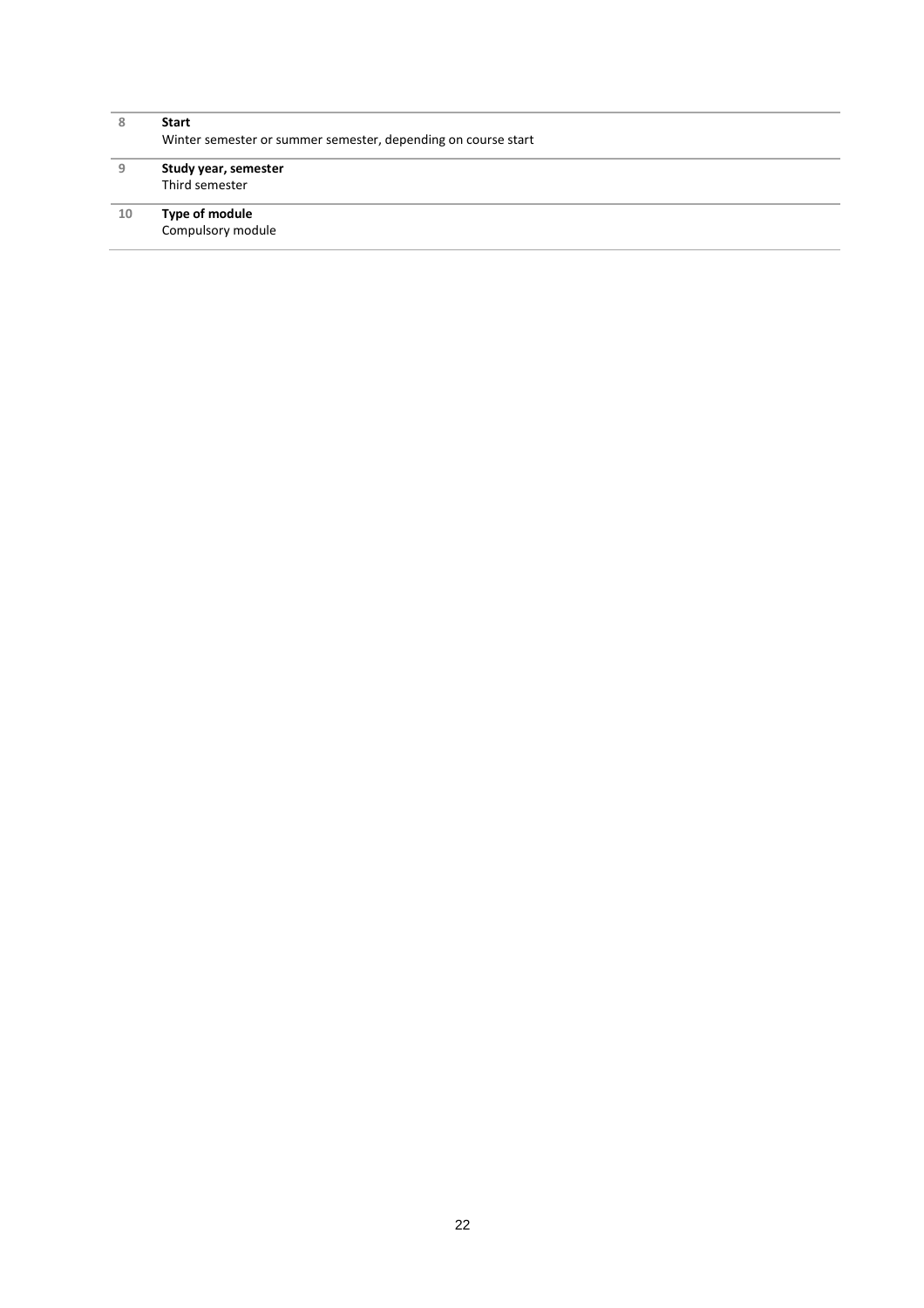| | |
|---|---|
| 8 | **Start**<br>Winter semester or summer semester, depending on course start |
| 9 | **Study year, semester**<br>Third semester |
| 10 | **Type of module**<br>Compulsory module |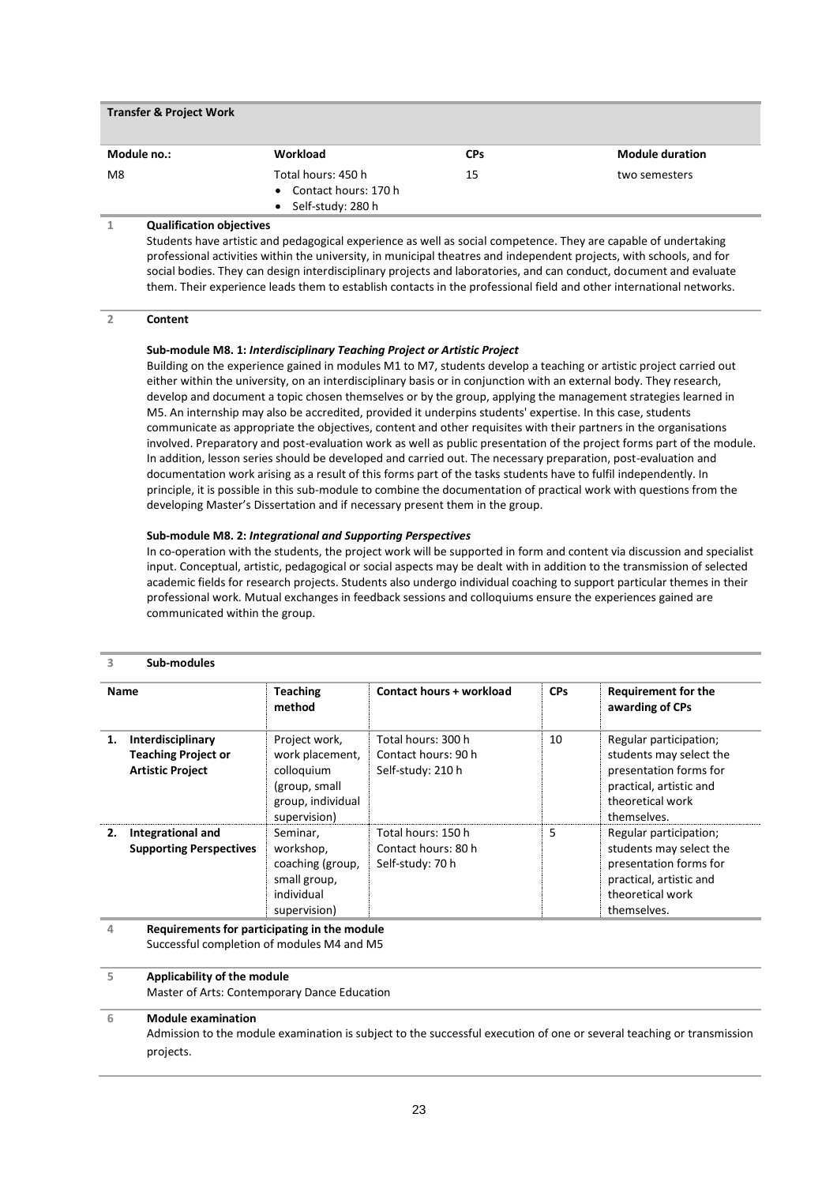## Transfer & Project Work

| Module no.: | Workload | CPs | Module duration |
|---|---|---|---|
| M8 | Total hours: 450 h<br>• Contact hours: 170 h<br>• Self-study: 280 h | 15 | two semesters |

### 1 Qualification objectives

Students have artistic and pedagogical experience as well as social competence. They are capable of undertaking professional activities within the university, in municipal theatres and independent projects, with schools, and for social bodies. They can design interdisciplinary projects and laboratories, and can conduct, document and evaluate them. Their experience leads them to establish contacts in the professional field and other international networks.

### 2 Content

**Sub-module M8. 1: *Interdisciplinary Teaching Project or Artistic Project***

Building on the experience gained in modules M1 to M7, students develop a teaching or artistic project carried out either within the university, on an interdisciplinary basis or in conjunction with an external body. They research, develop and document a topic chosen themselves or by the group, applying the management strategies learned in M5. An internship may also be accredited, provided it underpins students' expertise. In this case, students communicate as appropriate the objectives, content and other requisites with their partners in the organisations involved. Preparatory and post-evaluation work as well as public presentation of the project forms part of the module. In addition, lesson series should be developed and carried out. The necessary preparation, post-evaluation and documentation work arising as a result of this forms part of the tasks students have to fulfil independently. In principle, it is possible in this sub-module to combine the documentation of practical work with questions from the developing Master's Dissertation and if necessary present them in the group.

**Sub-module M8. 2: *Integrational and Supporting Perspectives***

In co-operation with the students, the project work will be supported in form and content via discussion and specialist input. Conceptual, artistic, pedagogical or social aspects may be dealt with in addition to the transmission of selected academic fields for research projects. Students also undergo individual coaching to support particular themes in their professional work. Mutual exchanges in feedback sessions and colloquiums ensure the experiences gained are communicated within the group.

### 3 Sub-modules

| Name | Teaching method | Contact hours + workload | CPs | Requirement for the awarding of CPs |
|---|---|---|---|---|
| 1. **Interdisciplinary Teaching Project or Artistic Project** | Project work, work placement, colloquium (group, small group, individual supervision) | Total hours: 300 h<br>Contact hours: 90 h<br>Self-study: 210 h | 10 | Regular participation; students may select the presentation forms for practical, artistic and theoretical work themselves. |
| 2. **Integrational and Supporting Perspectives** | Seminar, workshop, coaching (group, small group, individual supervision) | Total hours: 150 h<br>Contact hours: 80 h<br>Self-study: 70 h | 5 | Regular participation; students may select the presentation forms for practical, artistic and theoretical work themselves. |

### 4 Requirements for participating in the module

Successful completion of modules M4 and M5

### 5 Applicability of the module

Master of Arts: Contemporary Dance Education

### 6 Module examination

Admission to the module examination is subject to the successful execution of one or several teaching or transmission projects.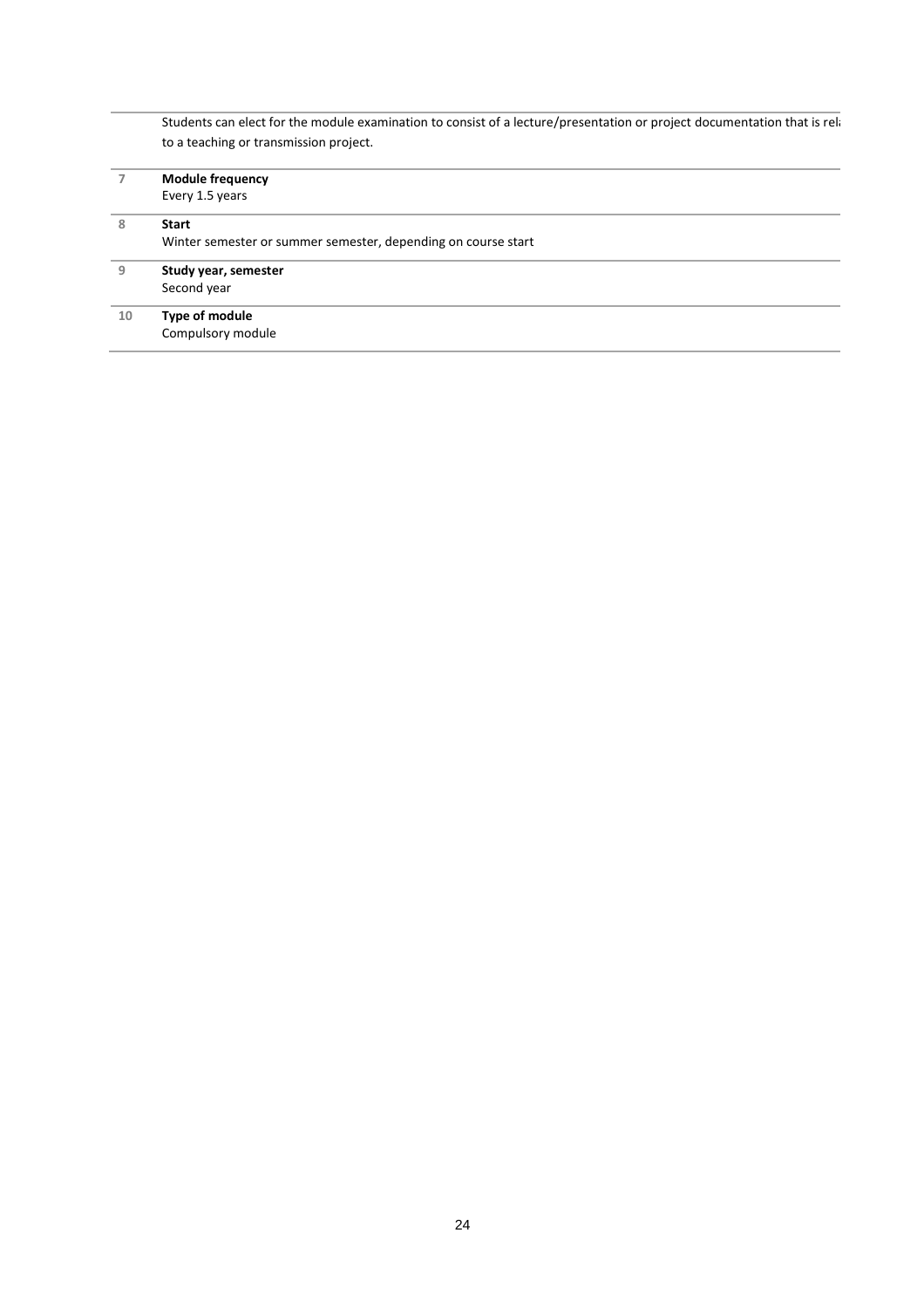| | |
|---|---|
| | Students can elect for the module examination to consist of a lecture/presentation or project documentation that is rel to a teaching or transmission project. |
| 7 | **Module frequency**<br>Every 1.5 years |
| 8 | **Start**<br>Winter semester or summer semester, depending on course start |
| 9 | **Study year, semester**<br>Second year |
| 10 | **Type of module**<br>Compulsory module |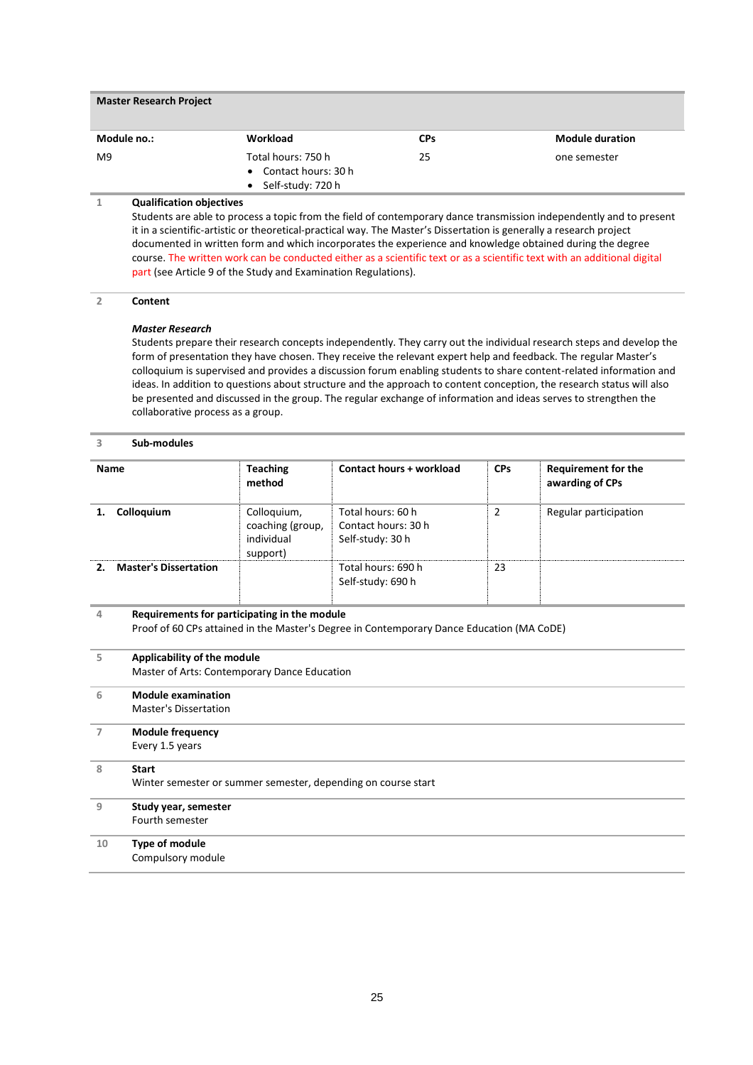## Master Research Project

| Module no.: | Workload | CPs | Module duration |
|---|---|---|---|
| M9 | Total hours: 750 h<br>• Contact hours: 30 h<br>• Self-study: 720 h | 25 | one semester |

1 **Qualification objectives**

Students are able to process a topic from the field of contemporary dance transmission independently and to present it in a scientific-artistic or theoretical-practical way. The Master's Dissertation is generally a research project documented in written form and which incorporates the experience and knowledge obtained during the degree course. The written work can be conducted either as a scientific text or as a scientific text with an additional digital part (see Article 9 of the Study and Examination Regulations).

2 **Content**

***Master Research***

Students prepare their research concepts independently. They carry out the individual research steps and develop the form of presentation they have chosen. They receive the relevant expert help and feedback. The regular Master's colloquium is supervised and provides a discussion forum enabling students to share content-related information and ideas. In addition to questions about structure and the approach to content conception, the research status will also be presented and discussed in the group. The regular exchange of information and ideas serves to strengthen the collaborative process as a group.

3 **Sub-modules**

| Name | Teaching method | Contact hours + workload | CPs | Requirement for the awarding of CPs |
|---|---|---|---|---|
| 1. **Colloquium** | Colloquium, coaching (group, individual support) | Total hours: 60 h<br>Contact hours: 30 h<br>Self-study: 30 h | 2 | Regular participation |
| 2. **Master's Dissertation** | | Total hours: 690 h<br>Self-study: 690 h | 23 | |

4 **Requirements for participating in the module**

Proof of 60 CPs attained in the Master's Degree in Contemporary Dance Education (MA CoDE)

5 **Applicability of the module**

Master of Arts: Contemporary Dance Education

6 **Module examination**

Master's Dissertation

7 **Module frequency**

Every 1.5 years

8 **Start**

Winter semester or summer semester, depending on course start

9 **Study year, semester**

Fourth semester

10 **Type of module**

Compulsory module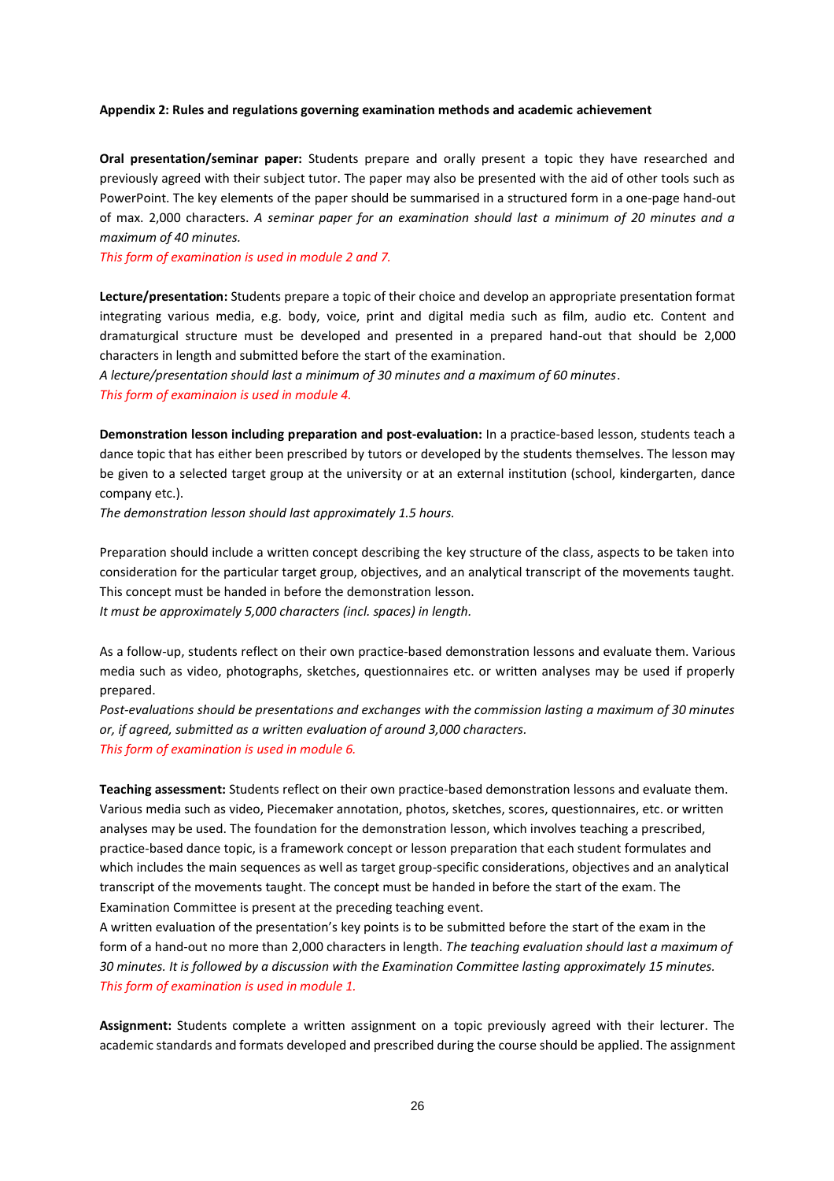**Appendix 2: Rules and regulations governing examination methods and academic achievement**

**Oral presentation/seminar paper:** Students prepare and orally present a topic they have researched and previously agreed with their subject tutor. The paper may also be presented with the aid of other tools such as PowerPoint. The key elements of the paper should be summarised in a structured form in a one-page hand-out of max. 2,000 characters. *A seminar paper for an examination should last a minimum of 20 minutes and a maximum of 40 minutes.*

*This form of examination is used in module 2 and 7.*

**Lecture/presentation:** Students prepare a topic of their choice and develop an appropriate presentation format integrating various media, e.g. body, voice, print and digital media such as film, audio etc. Content and dramaturgical structure must be developed and presented in a prepared hand-out that should be 2,000 characters in length and submitted before the start of the examination.

*A lecture/presentation should last a minimum of 30 minutes and a maximum of 60 minutes*.

*This form of examinaion is used in module 4.*

**Demonstration lesson including preparation and post-evaluation:** In a practice-based lesson, students teach a dance topic that has either been prescribed by tutors or developed by the students themselves. The lesson may be given to a selected target group at the university or at an external institution (school, kindergarten, dance company etc.).

*The demonstration lesson should last approximately 1.5 hours.*

Preparation should include a written concept describing the key structure of the class, aspects to be taken into consideration for the particular target group, objectives, and an analytical transcript of the movements taught. This concept must be handed in before the demonstration lesson.

*It must be approximately 5,000 characters (incl. spaces) in length.*

As a follow-up, students reflect on their own practice-based demonstration lessons and evaluate them. Various media such as video, photographs, sketches, questionnaires etc. or written analyses may be used if properly prepared.

*Post-evaluations should be presentations and exchanges with the commission lasting a maximum of 30 minutes or, if agreed, submitted as a written evaluation of around 3,000 characters.*

*This form of examination is used in module 6.*

**Teaching assessment:** Students reflect on their own practice-based demonstration lessons and evaluate them. Various media such as video, Piecemaker annotation, photos, sketches, scores, questionnaires, etc. or written analyses may be used. The foundation for the demonstration lesson, which involves teaching a prescribed, practice-based dance topic, is a framework concept or lesson preparation that each student formulates and which includes the main sequences as well as target group-specific considerations, objectives and an analytical transcript of the movements taught. The concept must be handed in before the start of the exam. The Examination Committee is present at the preceding teaching event.

A written evaluation of the presentation's key points is to be submitted before the start of the exam in the form of a hand-out no more than 2,000 characters in length. *The teaching evaluation should last a maximum of 30 minutes. It is followed by a discussion with the Examination Committee lasting approximately 15 minutes.*

*This form of examination is used in module 1.*

**Assignment:** Students complete a written assignment on a topic previously agreed with their lecturer. The academic standards and formats developed and prescribed during the course should be applied. The assignment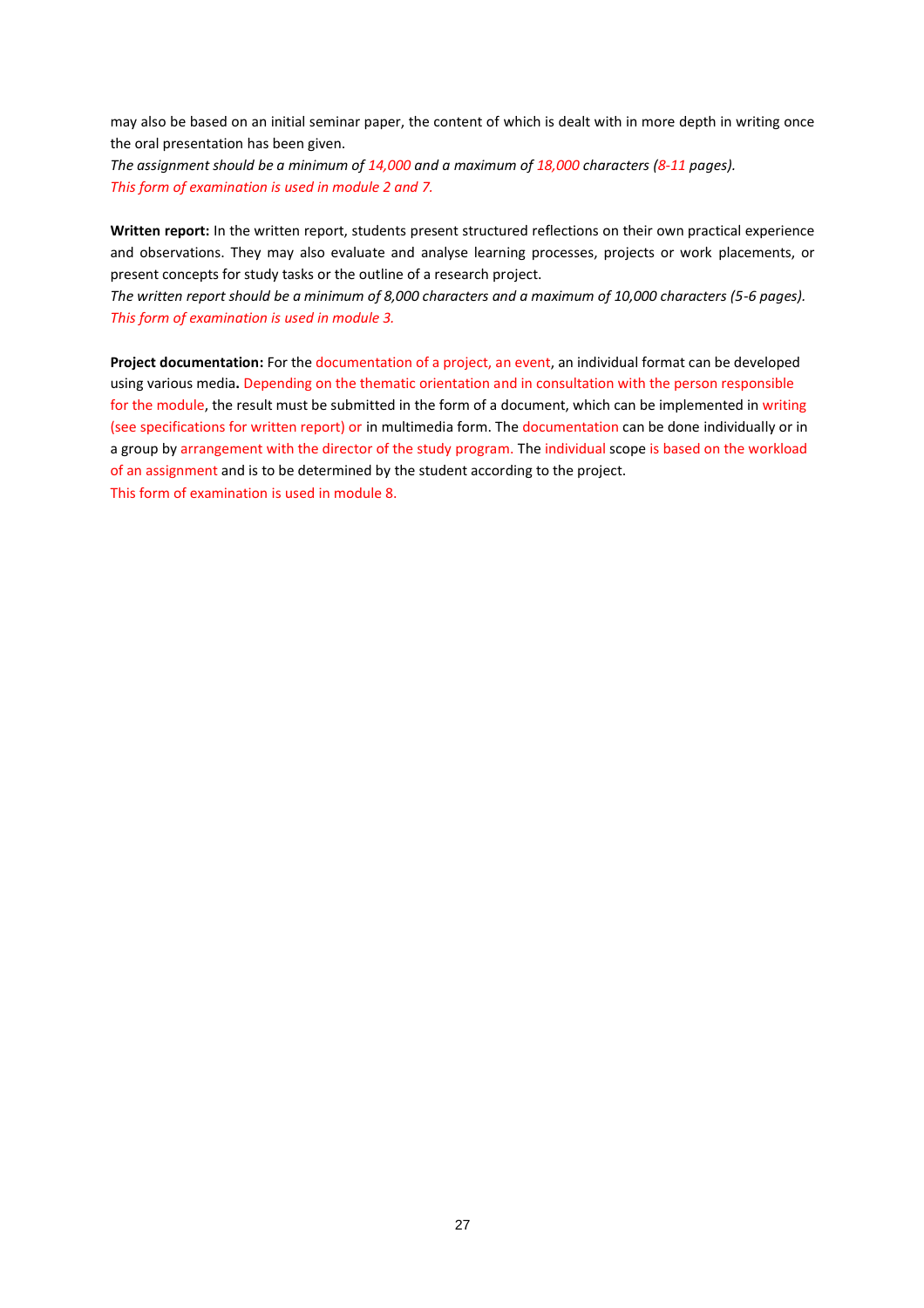may also be based on an initial seminar paper, the content of which is dealt with in more depth in writing once the oral presentation has been given.

*The assignment should be a minimum of 14,000 and a maximum of 18,000 characters (8-11 pages).*
*This form of examination is used in module 2 and 7.*

**Written report:** In the written report, students present structured reflections on their own practical experience and observations. They may also evaluate and analyse learning processes, projects or work placements, or present concepts for study tasks or the outline of a research project.

*The written report should be a minimum of 8,000 characters and a maximum of 10,000 characters (5-6 pages).*
*This form of examination is used in module 3.*

**Project documentation:** For the documentation of a project, an event, an individual format can be developed using various media**.** Depending on the thematic orientation and in consultation with the person responsible for the module, the result must be submitted in the form of a document, which can be implemented in writing (see specifications for written report) or in multimedia form. The documentation can be done individually or in a group by arrangement with the director of the study program. The individual scope is based on the workload of an assignment and is to be determined by the student according to the project.
This form of examination is used in module 8.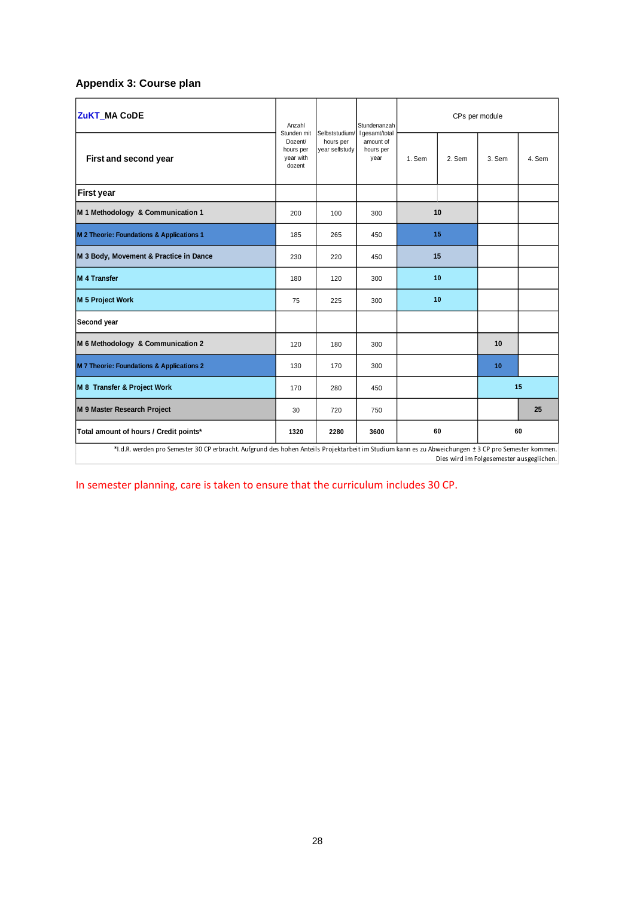## Appendix 3: Course plan

| ZuKT_MA CoDE | Anzahl Stunden mit Dozent/ hours per year with dozent | Selbststudium/ hours per year selfstudy | Stundenanzahl gesamt/total amount of hours per year | CPs per module | | | |
|---|---|---|---|---|---|---|---|
| First and second year | | | | 1. Sem | 2. Sem | 3. Sem | 4. Sem |
| **First year** | | | | | | | |
| M 1 Methodology & Communication 1 | 200 | 100 | 300 | 10 | | | |
| M 2 Theorie: Foundations & Applications 1 | 185 | 265 | 450 | 15 | | | |
| M 3 Body, Movement & Practice in Dance | 230 | 220 | 450 | 15 | | | |
| M 4 Transfer | 180 | 120 | 300 | 10 | | | |
| M 5 Project Work | 75 | 225 | 300 | 10 | | | |
| **Second year** | | | | | | | |
| M 6 Methodology & Communication 2 | 120 | 180 | 300 | | | 10 | |
| M 7 Theorie: Foundations & Applications 2 | 130 | 170 | 300 | | | 10 | |
| M 8 Transfer & Project Work | 170 | 280 | 450 | | | 15 | |
| M 9 Master Research Project | 30 | 720 | 750 | | | | 25 |
| **Total amount of hours / Credit points*** | **1320** | **2280** | **3600** | **60** | | **60** | |

*I.d.R. werden pro Semester 30 CP erbracht. Aufgrund des hohen Anteils Projektarbeit im Studium kann es zu Abweichungen ± 3 CP pro Semester kommen. Dies wird im Folgesemester ausgeglichen.

In semester planning, care is taken to ensure that the curriculum includes 30 CP.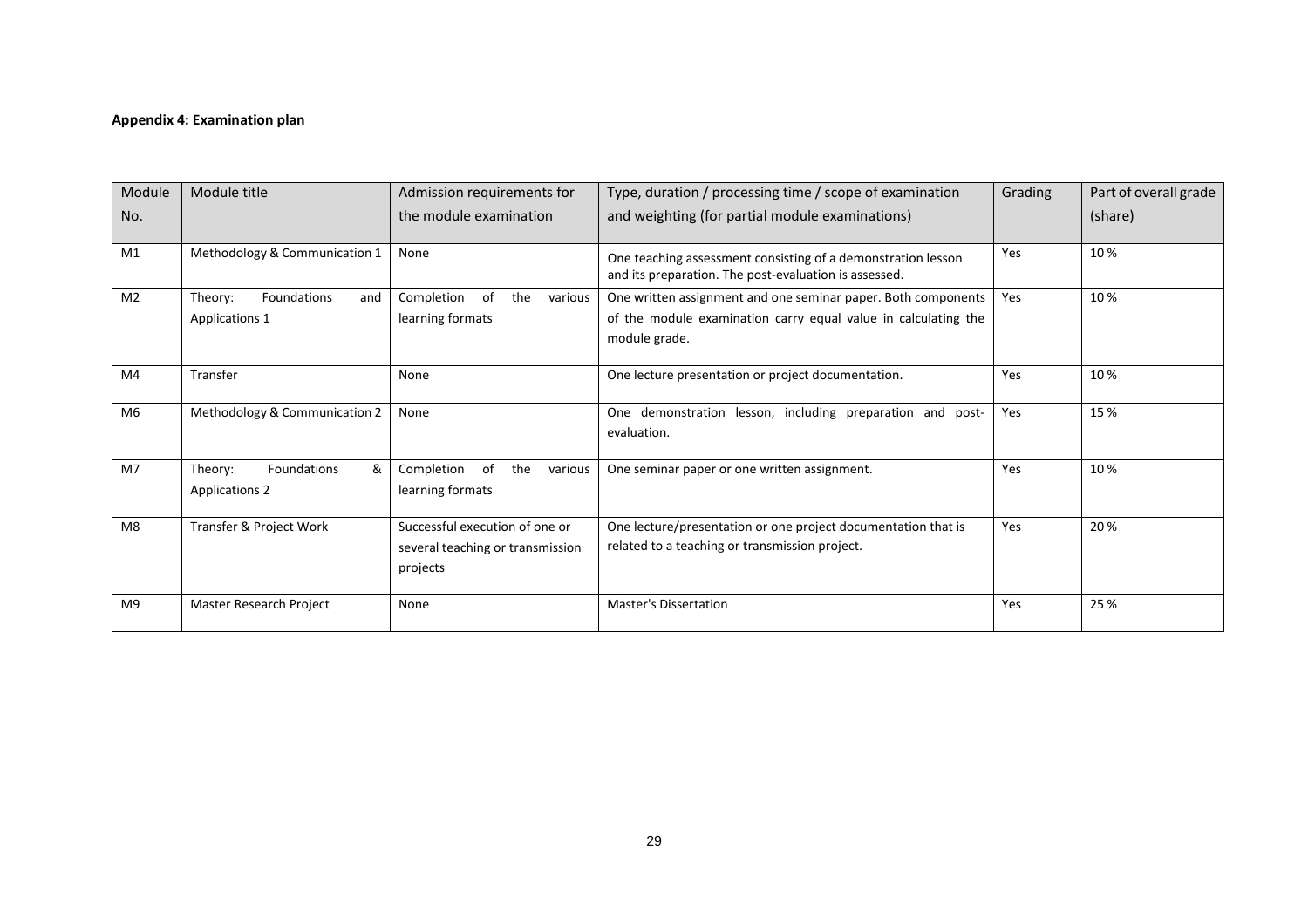**Appendix 4: Examination plan**

| Module No. | Module title | Admission requirements for the module examination | Type, duration / processing time / scope of examination and weighting (for partial module examinations) | Grading | Part of overall grade (share) |
|---|---|---|---|---|---|
| M1 | Methodology & Communication 1 | None | One teaching assessment consisting of a demonstration lesson and its preparation. The post-evaluation is assessed. | Yes | 10 % |
| M2 | Theory: Foundations and Applications 1 | Completion of the various learning formats | One written assignment and one seminar paper. Both components of the module examination carry equal value in calculating the module grade. | Yes | 10 % |
| M4 | Transfer | None | One lecture presentation or project documentation. | Yes | 10 % |
| M6 | Methodology & Communication 2 | None | One demonstration lesson, including preparation and post-evaluation. | Yes | 15 % |
| M7 | Theory: Foundations & Applications 2 | Completion of the various learning formats | One seminar paper or one written assignment. | Yes | 10 % |
| M8 | Transfer & Project Work | Successful execution of one or several teaching or transmission projects | One lecture/presentation or one project documentation that is related to a teaching or transmission project. | Yes | 20 % |
| M9 | Master Research Project | None | Master's Dissertation | Yes | 25 % |